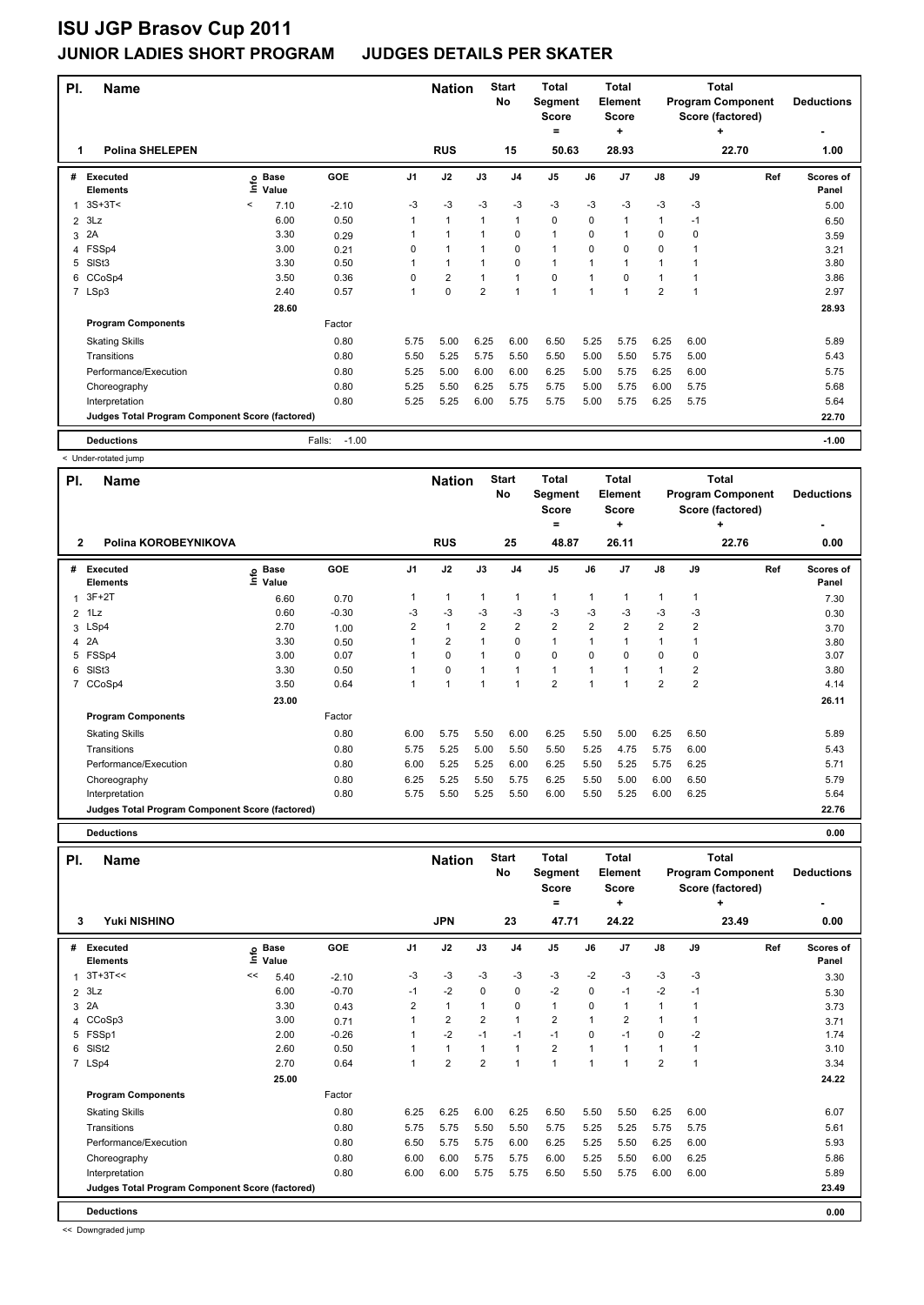# ISU JGP Brasov Cup 2011

## JUNIOR LADIES SHORT PROGRAM JUDGES DETAILS PER SKATER

| Pl. | Name | Nation | Start No | Total Segment Score = | Total Element Score + | Total Program Component Score (factored) + | Deductions - |
|---|---|---|---|---|---|---|---|
| 1 | Polina SHELEPEN | RUS | 15 | 50.63 | 28.93 | 22.70 | 1.00 |

| # | Executed Elements | Info | Base Value | GOE | J1 | J2 | J3 | J4 | J5 | J6 | J7 | J8 | J9 | Ref | Scores of Panel |
|---|---|---|---|---|---|---|---|---|---|---|---|---|---|---|---|
| 1 | 3S+3T< | < | 7.10 | -2.10 | -3 | -3 | -3 | -3 | -3 | -3 | -3 | -3 | -3 | | 5.00 |
| 2 | 3Lz | | 6.00 | 0.50 | 1 | 1 | 1 | 1 | 0 | 0 | 1 | 1 | -1 | | 6.50 |
| 3 | 2A | | 3.30 | 0.29 | 1 | 1 | 1 | 0 | 1 | 0 | 1 | 0 | 0 | | 3.59 |
| 4 | FSSp4 | | 3.00 | 0.21 | 0 | 1 | 1 | 0 | 1 | 0 | 0 | 0 | 1 | | 3.21 |
| 5 | SlSt3 | | 3.30 | 0.50 | 1 | 1 | 1 | 0 | 1 | 1 | 1 | 1 | 1 | | 3.80 |
| 6 | CCoSp4 | | 3.50 | 0.36 | 0 | 2 | 1 | 1 | 0 | 1 | 0 | 1 | 1 | | 3.86 |
| 7 | LSp3 | | 2.40 | 0.57 | 1 | 0 | 2 | 1 | 1 | 1 | 1 | 2 | 1 | | 2.97 |
| | | | 28.60 | | | | | | | | | | | | 28.93 |
| | **Program Components** | | | Factor | | | | | | | | | | | |
| | Skating Skills | | | 0.80 | 5.75 | 5.00 | 6.25 | 6.00 | 6.50 | 5.25 | 5.75 | 6.25 | 6.00 | | 5.89 |
| | Transitions | | | 0.80 | 5.50 | 5.25 | 5.75 | 5.50 | 5.50 | 5.00 | 5.50 | 5.75 | 5.00 | | 5.43 |
| | Performance/Execution | | | 0.80 | 5.25 | 5.00 | 6.00 | 6.00 | 6.25 | 5.00 | 5.75 | 6.25 | 6.00 | | 5.75 |
| | Choreography | | | 0.80 | 5.25 | 5.50 | 6.25 | 5.75 | 5.75 | 5.00 | 5.75 | 6.00 | 5.75 | | 5.68 |
| | Interpretation | | | 0.80 | 5.25 | 5.25 | 6.00 | 5.75 | 5.75 | 5.00 | 5.75 | 6.25 | 5.75 | | 5.64 |
| | **Judges Total Program Component Score (factored)** | | | | | | | | | | | | | | 22.70 |
| | **Deductions** | | | Falls: -1.00 | | | | | | | | | | | -1.00 |

< Under-rotated jump

| Pl. | Name | Nation | Start No | Total Segment Score = | Total Element Score + | Total Program Component Score (factored) + | Deductions - |
|---|---|---|---|---|---|---|---|
| 2 | Polina KOROBEYNIKOVA | RUS | 25 | 48.87 | 26.11 | 22.76 | 0.00 |

| # | Executed Elements | Info | Base Value | GOE | J1 | J2 | J3 | J4 | J5 | J6 | J7 | J8 | J9 | Ref | Scores of Panel |
|---|---|---|---|---|---|---|---|---|---|---|---|---|---|---|---|
| 1 | 3F+2T | | 6.60 | 0.70 | 1 | 1 | 1 | 1 | 1 | 1 | 1 | 1 | 1 | | 7.30 |
| 2 | 1Lz | | 0.60 | -0.30 | -3 | -3 | -3 | -3 | -3 | -3 | -3 | -3 | -3 | | 0.30 |
| 3 | LSp4 | | 2.70 | 1.00 | 2 | 1 | 2 | 2 | 2 | 2 | 2 | 2 | 2 | | 3.70 |
| 4 | 2A | | 3.30 | 0.50 | 1 | 2 | 1 | 0 | 1 | 1 | 1 | 1 | 1 | | 3.80 |
| 5 | FSSp4 | | 3.00 | 0.07 | 1 | 0 | 1 | 0 | 0 | 0 | 0 | 0 | 0 | | 3.07 |
| 6 | SlSt3 | | 3.30 | 0.50 | 1 | 0 | 1 | 1 | 1 | 1 | 1 | 1 | 2 | | 3.80 |
| 7 | CCoSp4 | | 3.50 | 0.64 | 1 | 1 | 1 | 1 | 2 | 1 | 1 | 2 | 2 | | 4.14 |
| | | | 23.00 | | | | | | | | | | | | 26.11 |
| | **Program Components** | | | Factor | | | | | | | | | | | |
| | Skating Skills | | | 0.80 | 6.00 | 5.75 | 5.50 | 6.00 | 6.25 | 5.50 | 5.00 | 6.25 | 6.50 | | 5.89 |
| | Transitions | | | 0.80 | 5.75 | 5.25 | 5.00 | 5.50 | 5.50 | 5.25 | 4.75 | 5.75 | 6.00 | | 5.43 |
| | Performance/Execution | | | 0.80 | 6.00 | 5.25 | 5.25 | 6.00 | 6.25 | 5.50 | 5.25 | 5.75 | 6.25 | | 5.71 |
| | Choreography | | | 0.80 | 6.25 | 5.25 | 5.50 | 5.75 | 6.25 | 5.50 | 5.00 | 6.00 | 6.50 | | 5.79 |
| | Interpretation | | | 0.80 | 5.75 | 5.50 | 5.25 | 5.50 | 6.00 | 5.50 | 5.25 | 6.00 | 6.25 | | 5.64 |
| | **Judges Total Program Component Score (factored)** | | | | | | | | | | | | | | 22.76 |
| | **Deductions** | | | | | | | | | | | | | | 0.00 |

| Pl. | Name | Nation | Start No | Total Segment Score = | Total Element Score + | Total Program Component Score (factored) + | Deductions - |
|---|---|---|---|---|---|---|---|
| 3 | Yuki NISHINO | JPN | 23 | 47.71 | 24.22 | 23.49 | 0.00 |

| # | Executed Elements | Info | Base Value | GOE | J1 | J2 | J3 | J4 | J5 | J6 | J7 | J8 | J9 | Ref | Scores of Panel |
|---|---|---|---|---|---|---|---|---|---|---|---|---|---|---|---|
| 1 | 3T+3T<< | << | 5.40 | -2.10 | -3 | -3 | -3 | -3 | -3 | -2 | -3 | -3 | -3 | | 3.30 |
| 2 | 3Lz | | 6.00 | -0.70 | -1 | -2 | 0 | 0 | -2 | 0 | -1 | -2 | -1 | | 5.30 |
| 3 | 2A | | 3.30 | 0.43 | 2 | 1 | 1 | 0 | 1 | 0 | 1 | 1 | 1 | | 3.73 |
| 4 | CCoSp3 | | 3.00 | 0.71 | 1 | 2 | 2 | 1 | 2 | 1 | 2 | 1 | 1 | | 3.71 |
| 5 | FSSp1 | | 2.00 | -0.26 | 1 | -2 | -1 | -1 | -1 | 0 | -1 | 0 | -2 | | 1.74 |
| 6 | SlSt2 | | 2.60 | 0.50 | 1 | 1 | 1 | 1 | 2 | 1 | 1 | 1 | 1 | | 3.10 |
| 7 | LSp4 | | 2.70 | 0.64 | 1 | 2 | 2 | 1 | 1 | 1 | 1 | 2 | 1 | | 3.34 |
| | | | 25.00 | | | | | | | | | | | | 24.22 |
| | **Program Components** | | | Factor | | | | | | | | | | | |
| | Skating Skills | | | 0.80 | 6.25 | 6.25 | 6.00 | 6.25 | 6.50 | 5.50 | 5.50 | 6.25 | 6.00 | | 6.07 |
| | Transitions | | | 0.80 | 5.75 | 5.75 | 5.50 | 5.50 | 5.75 | 5.25 | 5.25 | 5.75 | 5.75 | | 5.61 |
| | Performance/Execution | | | 0.80 | 6.50 | 5.75 | 5.75 | 6.00 | 6.25 | 5.25 | 5.50 | 6.25 | 6.00 | | 5.93 |
| | Choreography | | | 0.80 | 6.00 | 6.00 | 5.75 | 5.75 | 6.00 | 5.25 | 5.50 | 6.00 | 6.25 | | 5.86 |
| | Interpretation | | | 0.80 | 6.00 | 6.00 | 5.75 | 5.75 | 6.50 | 5.50 | 5.75 | 6.00 | 6.00 | | 5.89 |
| | **Judges Total Program Component Score (factored)** | | | | | | | | | | | | | | 23.49 |
| | **Deductions** | | | | | | | | | | | | | | 0.00 |

<< Downgraded jump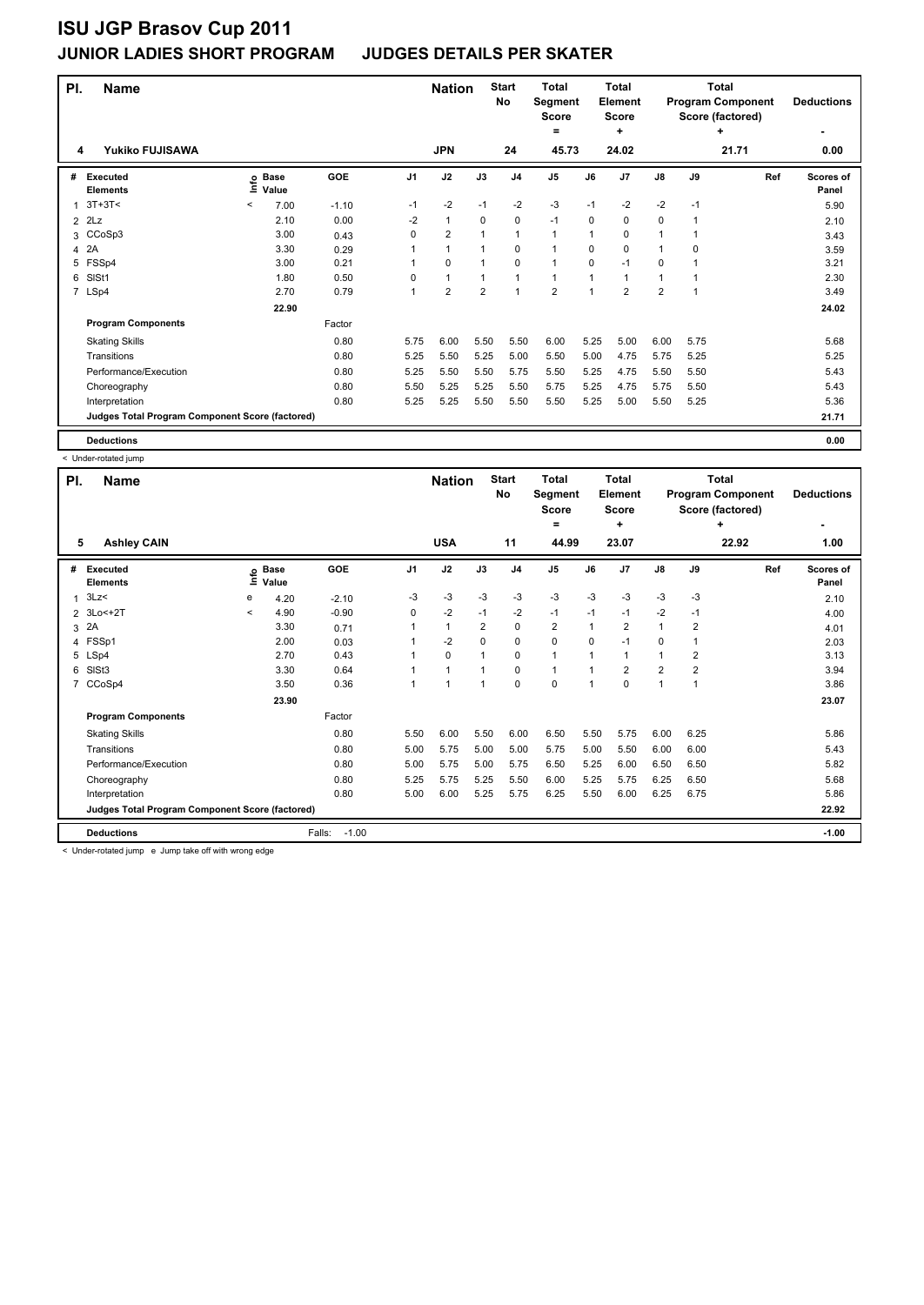# ISU JGP Brasov Cup 2011

## JUNIOR LADIES SHORT PROGRAM JUDGES DETAILS PER SKATER

| Pl. | Name | Nation | Start No | Total Segment Score = | Total Element Score + | Total Program Component Score (factored) + | Deductions - |
|---|---|---|---|---|---|---|---|
| 4 | Yukiko FUJISAWA | JPN | 24 | 45.73 | 24.02 | 21.71 | 0.00 |

| # | Executed Elements | Info | Base Value | GOE | J1 | J2 | J3 | J4 | J5 | J6 | J7 | J8 | J9 | Ref | Scores of Panel |
|---|---|---|---|---|---|---|---|---|---|---|---|---|---|---|---|
| 1 | 3T+3T< | < | 7.00 | -1.10 | -1 | -2 | -1 | -2 | -3 | -1 | -2 | -2 | -1 | | 5.90 |
| 2 | 2Lz | | 2.10 | 0.00 | -2 | 1 | 0 | 0 | -1 | 0 | 0 | 0 | 1 | | 2.10 |
| 3 | CCoSp3 | | 3.00 | 0.43 | 0 | 2 | 1 | 1 | 1 | 1 | 0 | 1 | 1 | | 3.43 |
| 4 | 2A | | 3.30 | 0.29 | 1 | 1 | 1 | 0 | 1 | 0 | 0 | 1 | 0 | | 3.59 |
| 5 | FSSp4 | | 3.00 | 0.21 | 1 | 0 | 1 | 0 | 1 | 0 | -1 | 0 | 1 | | 3.21 |
| 6 | SlSt1 | | 1.80 | 0.50 | 0 | 1 | 1 | 1 | 1 | 1 | 1 | 1 | 1 | | 2.30 |
| 7 | LSp4 | | 2.70 | 0.79 | 1 | 2 | 2 | 1 | 2 | 1 | 2 | 2 | 1 | | 3.49 |
| | | | 22.90 | | | | | | | | | | | | 24.02 |
| | **Program Components** | | | Factor | | | | | | | | | | | |
| | Skating Skills | | | 0.80 | 5.75 | 6.00 | 5.50 | 5.50 | 6.00 | 5.25 | 5.00 | 6.00 | 5.75 | | 5.68 |
| | Transitions | | | 0.80 | 5.25 | 5.50 | 5.25 | 5.00 | 5.50 | 5.00 | 4.75 | 5.75 | 5.25 | | 5.25 |
| | Performance/Execution | | | 0.80 | 5.25 | 5.50 | 5.50 | 5.75 | 5.50 | 5.25 | 4.75 | 5.50 | 5.50 | | 5.43 |
| | Choreography | | | 0.80 | 5.50 | 5.25 | 5.25 | 5.50 | 5.75 | 5.25 | 4.75 | 5.75 | 5.50 | | 5.43 |
| | Interpretation | | | 0.80 | 5.25 | 5.25 | 5.50 | 5.50 | 5.50 | 5.25 | 5.00 | 5.50 | 5.25 | | 5.36 |
| | **Judges Total Program Component Score (factored)** | | | | | | | | | | | | | | 21.71 |
| | **Deductions** | | | | | | | | | | | | | | 0.00 |

< Under-rotated jump

| Pl. | Name | Nation | Start No | Total Segment Score = | Total Element Score + | Total Program Component Score (factored) + | Deductions - |
|---|---|---|---|---|---|---|---|
| 5 | Ashley CAIN | USA | 11 | 44.99 | 23.07 | 22.92 | 1.00 |

| # | Executed Elements | Info | Base Value | GOE | J1 | J2 | J3 | J4 | J5 | J6 | J7 | J8 | J9 | Ref | Scores of Panel |
|---|---|---|---|---|---|---|---|---|---|---|---|---|---|---|---|
| 1 | 3Lz< | e | 4.20 | -2.10 | -3 | -3 | -3 | -3 | -3 | -3 | -3 | -3 | -3 | | 2.10 |
| 2 | 3Lo<+2T | < | 4.90 | -0.90 | 0 | -2 | -1 | -2 | -1 | -1 | -1 | -2 | -1 | | 4.00 |
| 3 | 2A | | 3.30 | 0.71 | 1 | 1 | 2 | 0 | 2 | 1 | 2 | 1 | 2 | | 4.01 |
| 4 | FSSp1 | | 2.00 | 0.03 | 1 | -2 | 0 | 0 | 0 | 0 | -1 | 0 | 1 | | 2.03 |
| 5 | LSp4 | | 2.70 | 0.43 | 1 | 0 | 1 | 0 | 1 | 1 | 1 | 1 | 2 | | 3.13 |
| 6 | SlSt3 | | 3.30 | 0.64 | 1 | 1 | 1 | 0 | 1 | 1 | 2 | 2 | 2 | | 3.94 |
| 7 | CCoSp4 | | 3.50 | 0.36 | 1 | 1 | 1 | 0 | 0 | 1 | 0 | 1 | 1 | | 3.86 |
| | | | 23.90 | | | | | | | | | | | | 23.07 |
| | **Program Components** | | | Factor | | | | | | | | | | | |
| | Skating Skills | | | 0.80 | 5.50 | 6.00 | 5.50 | 6.00 | 6.50 | 5.50 | 5.75 | 6.00 | 6.25 | | 5.86 |
| | Transitions | | | 0.80 | 5.00 | 5.75 | 5.00 | 5.00 | 5.75 | 5.00 | 5.50 | 6.00 | 6.00 | | 5.43 |
| | Performance/Execution | | | 0.80 | 5.00 | 5.75 | 5.00 | 5.75 | 6.50 | 5.25 | 6.00 | 6.50 | 6.50 | | 5.82 |
| | Choreography | | | 0.80 | 5.25 | 5.75 | 5.25 | 5.50 | 6.00 | 5.25 | 5.75 | 6.25 | 6.50 | | 5.68 |
| | Interpretation | | | 0.80 | 5.00 | 6.00 | 5.25 | 5.75 | 6.25 | 5.50 | 6.00 | 6.25 | 6.75 | | 5.86 |
| | **Judges Total Program Component Score (factored)** | | | | | | | | | | | | | | 22.92 |
| | **Deductions** | | | Falls: -1.00 | | | | | | | | | | | -1.00 |

< Under-rotated jump e Jump take off with wrong edge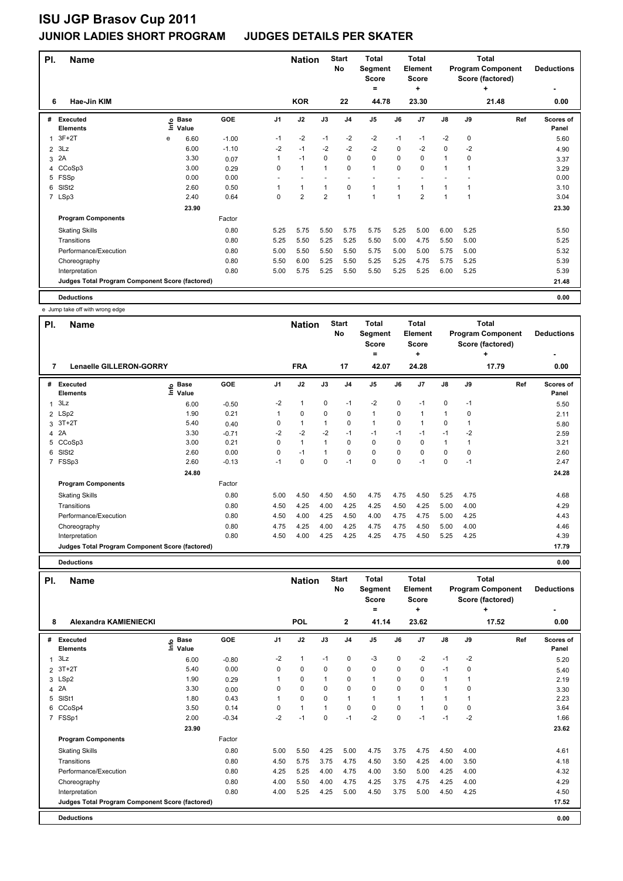# ISU JGP Brasov Cup 2011

## JUNIOR LADIES SHORT PROGRAM    JUDGES DETAILS PER SKATER

| Pl. | Name | | Nation | Start No | Total Segment Score = | Total Element Score + | Total Program Component Score (factored) + | Deductions - |
|---|---|---|---|---|---|---|---|---|
| 6 | Hae-Jin KIM | | KOR | 22 | 44.78 | 23.30 | 21.48 | 0.00 |

| # | Executed Elements | Info | Base Value | GOE | J1 | J2 | J3 | J4 | J5 | J6 | J7 | J8 | J9 | Ref | Scores of Panel |
|---|---|---|---|---|---|---|---|---|---|---|---|---|---|---|---|
| 1 | 3F+2T | e | 6.60 | -1.00 | -1 | -2 | -1 | -2 | -2 | -1 | -1 | -2 | 0 | | 5.60 |
| 2 | 3Lz | | 6.00 | -1.10 | -2 | -1 | -2 | -2 | -2 | 0 | -2 | 0 | -2 | | 4.90 |
| 3 | 2A | | 3.30 | 0.07 | 1 | -1 | 0 | 0 | 0 | 0 | 0 | 1 | 0 | | 3.37 |
| 4 | CCoSp3 | | 3.00 | 0.29 | 0 | 1 | 1 | 0 | 1 | 0 | 0 | 1 | 1 | | 3.29 |
| 5 | FSSp | | 0.00 | 0.00 | - | - | - | - | - | - | - | - | - | | 0.00 |
| 6 | SlSt2 | | 2.60 | 0.50 | 1 | 1 | 1 | 0 | 1 | 1 | 1 | 1 | 1 | | 3.10 |
| 7 | LSp3 | | 2.40 | 0.64 | 0 | 2 | 2 | 1 | 1 | 1 | 2 | 1 | 1 | | 3.04 |
| | | | 23.90 | | | | | | | | | | | | 23.30 |
| | Program Components | | | Factor | | | | | | | | | | | |
| | Skating Skills | | | 0.80 | 5.25 | 5.75 | 5.50 | 5.75 | 5.75 | 5.25 | 5.00 | 6.00 | 5.25 | | 5.50 |
| | Transitions | | | 0.80 | 5.25 | 5.50 | 5.25 | 5.25 | 5.50 | 5.00 | 4.75 | 5.50 | 5.00 | | 5.25 |
| | Performance/Execution | | | 0.80 | 5.00 | 5.50 | 5.50 | 5.50 | 5.75 | 5.00 | 5.00 | 5.75 | 5.00 | | 5.32 |
| | Choreography | | | 0.80 | 5.50 | 6.00 | 5.25 | 5.50 | 5.25 | 5.25 | 4.75 | 5.75 | 5.25 | | 5.39 |
| | Interpretation | | | 0.80 | 5.00 | 5.75 | 5.25 | 5.50 | 5.50 | 5.25 | 5.25 | 6.00 | 5.25 | | 5.39 |
| | Judges Total Program Component Score (factored) | | | | | | | | | | | | | | 21.48 |
| | Deductions | | | | | | | | | | | | | | 0.00 |

e Jump take off with wrong edge

| Pl. | Name | | Nation | Start No | Total Segment Score = | Total Element Score + | Total Program Component Score (factored) + | Deductions - |
|---|---|---|---|---|---|---|---|---|
| 7 | Lenaelle GILLERON-GORRY | | FRA | 17 | 42.07 | 24.28 | 17.79 | 0.00 |

| # | Executed Elements | Info | Base Value | GOE | J1 | J2 | J3 | J4 | J5 | J6 | J7 | J8 | J9 | Ref | Scores of Panel |
|---|---|---|---|---|---|---|---|---|---|---|---|---|---|---|---|
| 1 | 3Lz | | 6.00 | -0.50 | -2 | 1 | 0 | -1 | -2 | 0 | -1 | 0 | -1 | | 5.50 |
| 2 | LSp2 | | 1.90 | 0.21 | 1 | 0 | 0 | 0 | 1 | 0 | 1 | 1 | 0 | | 2.11 |
| 3 | 3T+2T | | 5.40 | 0.40 | 0 | 1 | 1 | 0 | 1 | 0 | 1 | 0 | 1 | | 5.80 |
| 4 | 2A | | 3.30 | -0.71 | -2 | -2 | -2 | -1 | -1 | -1 | -1 | -1 | -2 | | 2.59 |
| 5 | CCoSp3 | | 3.00 | 0.21 | 0 | 1 | 1 | 0 | 0 | 0 | 0 | 1 | 1 | | 3.21 |
| 6 | SlSt2 | | 2.60 | 0.00 | 0 | -1 | 1 | 0 | 0 | 0 | 0 | 0 | 0 | | 2.60 |
| 7 | FSSp3 | | 2.60 | -0.13 | -1 | 0 | 0 | -1 | 0 | 0 | -1 | 0 | -1 | | 2.47 |
| | | | 24.80 | | | | | | | | | | | | 24.28 |
| | Program Components | | | Factor | | | | | | | | | | | |
| | Skating Skills | | | 0.80 | 5.00 | 4.50 | 4.50 | 4.50 | 4.75 | 4.75 | 4.50 | 5.25 | 4.75 | | 4.68 |
| | Transitions | | | 0.80 | 4.50 | 4.25 | 4.00 | 4.25 | 4.25 | 4.50 | 4.25 | 5.00 | 4.00 | | 4.29 |
| | Performance/Execution | | | 0.80 | 4.50 | 4.00 | 4.25 | 4.50 | 4.00 | 4.75 | 4.75 | 5.00 | 4.25 | | 4.43 |
| | Choreography | | | 0.80 | 4.75 | 4.25 | 4.00 | 4.25 | 4.75 | 4.75 | 4.50 | 5.00 | 4.00 | | 4.46 |
| | Interpretation | | | 0.80 | 4.50 | 4.00 | 4.25 | 4.25 | 4.25 | 4.75 | 4.50 | 5.25 | 4.25 | | 4.39 |
| | Judges Total Program Component Score (factored) | | | | | | | | | | | | | | 17.79 |
| | Deductions | | | | | | | | | | | | | | 0.00 |

| Pl. | Name | | Nation | Start No | Total Segment Score = | Total Element Score + | Total Program Component Score (factored) + | Deductions - |
|---|---|---|---|---|---|---|---|---|
| 8 | Alexandra KAMIENIECKI | | POL | 2 | 41.14 | 23.62 | 17.52 | 0.00 |

| # | Executed Elements | Info | Base Value | GOE | J1 | J2 | J3 | J4 | J5 | J6 | J7 | J8 | J9 | Ref | Scores of Panel |
|---|---|---|---|---|---|---|---|---|---|---|---|---|---|---|---|
| 1 | 3Lz | | 6.00 | -0.80 | -2 | 1 | -1 | 0 | -3 | 0 | -2 | -1 | -2 | | 5.20 |
| 2 | 3T+2T | | 5.40 | 0.00 | 0 | 0 | 0 | 0 | 0 | 0 | 0 | -1 | 0 | | 5.40 |
| 3 | LSp2 | | 1.90 | 0.29 | 1 | 0 | 1 | 0 | 1 | 0 | 0 | 1 | 1 | | 2.19 |
| 4 | 2A | | 3.30 | 0.00 | 0 | 0 | 0 | 0 | 0 | 0 | 0 | 1 | 0 | | 3.30 |
| 5 | SlSt1 | | 1.80 | 0.43 | 1 | 0 | 0 | 1 | 1 | 1 | 1 | 1 | 1 | | 2.23 |
| 6 | CCoSp4 | | 3.50 | 0.14 | 0 | 1 | 1 | 0 | 0 | 0 | 1 | 0 | 0 | | 3.64 |
| 7 | FSSp1 | | 2.00 | -0.34 | -2 | -1 | 0 | -1 | -2 | 0 | -1 | -1 | -2 | | 1.66 |
| | | | 23.90 | | | | | | | | | | | | 23.62 |
| | Program Components | | | Factor | | | | | | | | | | | |
| | Skating Skills | | | 0.80 | 5.00 | 5.50 | 4.25 | 5.00 | 4.75 | 3.75 | 4.75 | 4.50 | 4.00 | | 4.61 |
| | Transitions | | | 0.80 | 4.50 | 5.75 | 3.75 | 4.75 | 4.50 | 3.50 | 4.25 | 4.00 | 3.50 | | 4.18 |
| | Performance/Execution | | | 0.80 | 4.25 | 5.25 | 4.00 | 4.75 | 4.00 | 3.50 | 5.00 | 4.25 | 4.00 | | 4.32 |
| | Choreography | | | 0.80 | 4.00 | 5.50 | 4.00 | 4.75 | 4.25 | 3.75 | 4.75 | 4.25 | 4.00 | | 4.29 |
| | Interpretation | | | 0.80 | 4.00 | 5.25 | 4.25 | 5.00 | 4.50 | 3.75 | 5.00 | 4.50 | 4.25 | | 4.50 |
| | Judges Total Program Component Score (factored) | | | | | | | | | | | | | | 17.52 |
| | Deductions | | | | | | | | | | | | | | 0.00 |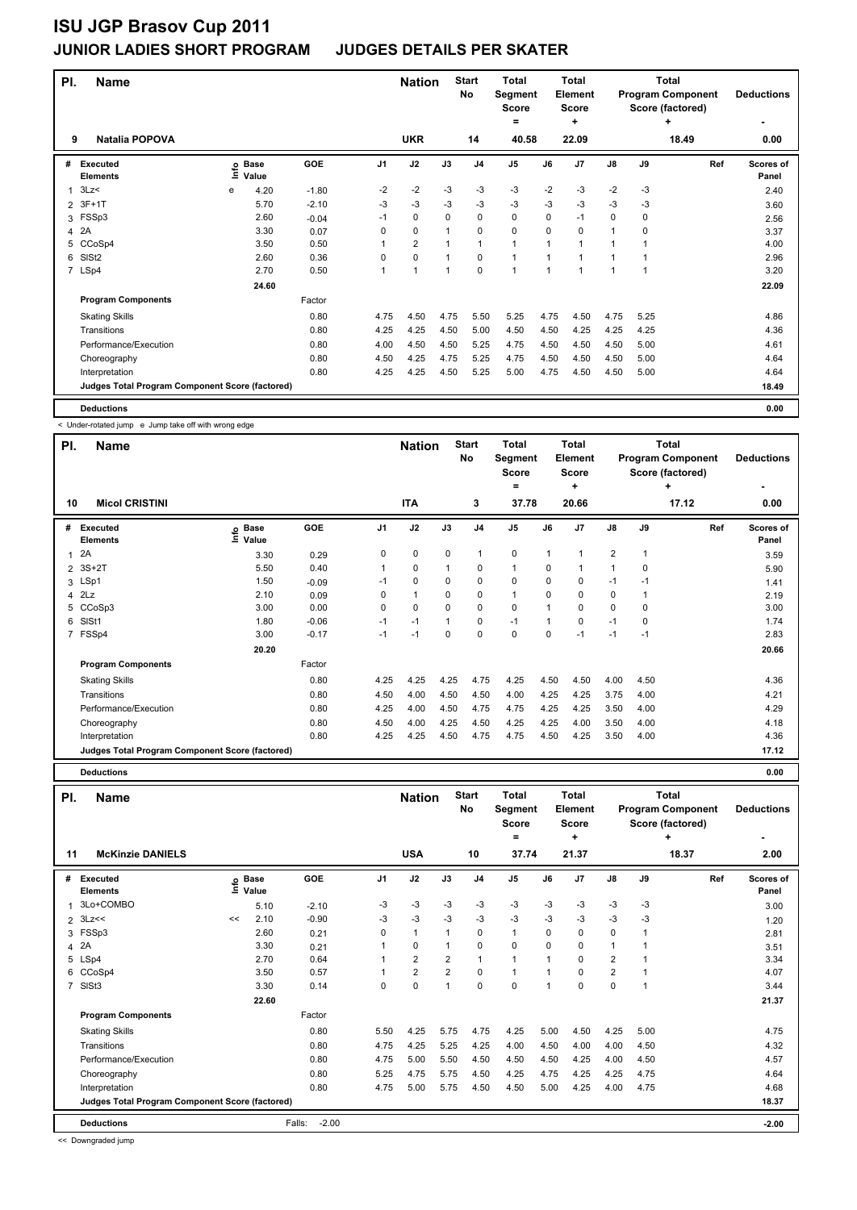# ISU JGP Brasov Cup 2011

## JUNIOR LADIES SHORT PROGRAM JUDGES DETAILS PER SKATER

| Pl. | Name | Nation | Start No | Total Segment Score = | Total Element Score + | Total Program Component Score (factored) + | Deductions - |
|---|---|---|---|---|---|---|---|
| 9 | Natalia POPOVA | UKR | 14 | 40.58 | 22.09 | 18.49 | 0.00 |

| # | Executed Elements | Info | Base Value | GOE | J1 | J2 | J3 | J4 | J5 | J6 | J7 | J8 | J9 | Ref | Scores of Panel |
|---|---|---|---|---|---|---|---|---|---|---|---|---|---|---|---|
| 1 | 3Lz< | e | 4.20 | -1.80 | -2 | -2 | -3 | -3 | -3 | -2 | -3 | -2 | -3 | | 2.40 |
| 2 | 3F+1T | | 5.70 | -2.10 | -3 | -3 | -3 | -3 | -3 | -3 | -3 | -3 | -3 | | 3.60 |
| 3 | FSSp3 | | 2.60 | -0.04 | -1 | 0 | 0 | 0 | 0 | 0 | -1 | 0 | 0 | | 2.56 |
| 4 | 2A | | 3.30 | 0.07 | 0 | 0 | 1 | 0 | 0 | 0 | 0 | 1 | 0 | | 3.37 |
| 5 | CCoSp4 | | 3.50 | 0.50 | 1 | 2 | 1 | 1 | 1 | 1 | 1 | 1 | 1 | | 4.00 |
| 6 | SlSt2 | | 2.60 | 0.36 | 0 | 0 | 1 | 0 | 1 | 1 | 1 | 1 | 1 | | 2.96 |
| 7 | LSp4 | | 2.70 | 0.50 | 1 | 1 | 1 | 0 | 1 | 1 | 1 | 1 | 1 | | 3.20 |
| | | | 24.60 | | | | | | | | | | | | 22.09 |

| Program Components | Factor | J1 | J2 | J3 | J4 | J5 | J6 | J7 | J8 | J9 | Ref | Scores of Panel |
|---|---|---|---|---|---|---|---|---|---|---|---|---|
| Skating Skills | 0.80 | 4.75 | 4.50 | 4.75 | 5.50 | 5.25 | 4.75 | 4.50 | 4.75 | 5.25 | | 4.86 |
| Transitions | 0.80 | 4.25 | 4.25 | 4.50 | 5.00 | 4.50 | 4.50 | 4.25 | 4.25 | 4.25 | | 4.36 |
| Performance/Execution | 0.80 | 4.00 | 4.50 | 4.50 | 5.25 | 4.75 | 4.50 | 4.50 | 4.50 | 5.00 | | 4.61 |
| Choreography | 0.80 | 4.50 | 4.25 | 4.75 | 5.25 | 4.75 | 4.50 | 4.50 | 4.50 | 5.00 | | 4.64 |
| Interpretation | 0.80 | 4.25 | 4.25 | 4.50 | 5.25 | 5.00 | 4.75 | 4.50 | 4.50 | 5.00 | | 4.64 |
| Judges Total Program Component Score (factored) | | | | | | | | | | | | 18.49 |

| Deductions | 0.00 |
|---|---|

< Under-rotated jump e Jump take off with wrong edge

| Pl. | Name | Nation | Start No | Total Segment Score = | Total Element Score + | Total Program Component Score (factored) + | Deductions - |
|---|---|---|---|---|---|---|---|
| 10 | Micol CRISTINI | ITA | 3 | 37.78 | 20.66 | 17.12 | 0.00 |

| # | Executed Elements | Info | Base Value | GOE | J1 | J2 | J3 | J4 | J5 | J6 | J7 | J8 | J9 | Ref | Scores of Panel |
|---|---|---|---|---|---|---|---|---|---|---|---|---|---|---|---|
| 1 | 2A | | 3.30 | 0.29 | 0 | 0 | 0 | 1 | 0 | 1 | 1 | 2 | 1 | | 3.59 |
| 2 | 3S+2T | | 5.50 | 0.40 | 1 | 0 | 1 | 0 | 1 | 0 | 1 | 1 | 0 | | 5.90 |
| 3 | LSp1 | | 1.50 | -0.09 | -1 | 0 | 0 | 0 | 0 | 0 | 0 | -1 | -1 | | 1.41 |
| 4 | 2Lz | | 2.10 | 0.09 | 0 | 1 | 0 | 0 | 1 | 0 | 0 | 0 | 1 | | 2.19 |
| 5 | CCoSp3 | | 3.00 | 0.00 | 0 | 0 | 0 | 0 | 0 | 1 | 0 | 0 | 0 | | 3.00 |
| 6 | SlSt1 | | 1.80 | -0.06 | -1 | -1 | 1 | 0 | -1 | 1 | 0 | -1 | 0 | | 1.74 |
| 7 | FSSp4 | | 3.00 | -0.17 | -1 | -1 | 0 | 0 | 0 | 0 | -1 | -1 | -1 | | 2.83 |
| | | | 20.20 | | | | | | | | | | | | 20.66 |

| Program Components | Factor | J1 | J2 | J3 | J4 | J5 | J6 | J7 | J8 | J9 | Ref | Scores of Panel |
|---|---|---|---|---|---|---|---|---|---|---|---|---|
| Skating Skills | 0.80 | 4.25 | 4.25 | 4.25 | 4.75 | 4.25 | 4.50 | 4.50 | 4.00 | 4.50 | | 4.36 |
| Transitions | 0.80 | 4.50 | 4.00 | 4.50 | 4.50 | 4.00 | 4.25 | 4.25 | 3.75 | 4.00 | | 4.21 |
| Performance/Execution | 0.80 | 4.25 | 4.00 | 4.50 | 4.75 | 4.75 | 4.25 | 4.25 | 3.50 | 4.00 | | 4.29 |
| Choreography | 0.80 | 4.50 | 4.00 | 4.25 | 4.50 | 4.25 | 4.25 | 4.00 | 3.50 | 4.00 | | 4.18 |
| Interpretation | 0.80 | 4.25 | 4.25 | 4.50 | 4.75 | 4.75 | 4.50 | 4.25 | 3.50 | 4.00 | | 4.36 |
| Judges Total Program Component Score (factored) | | | | | | | | | | | | 17.12 |

| Deductions | 0.00 |
|---|---|

| Pl. | Name | Nation | Start No | Total Segment Score = | Total Element Score + | Total Program Component Score (factored) + | Deductions - |
|---|---|---|---|---|---|---|---|
| 11 | McKinzie DANIELS | USA | 10 | 37.74 | 21.37 | 18.37 | 2.00 |

| # | Executed Elements | Info | Base Value | GOE | J1 | J2 | J3 | J4 | J5 | J6 | J7 | J8 | J9 | Ref | Scores of Panel |
|---|---|---|---|---|---|---|---|---|---|---|---|---|---|---|---|
| 1 | 3Lo+COMBO | | 5.10 | -2.10 | -3 | -3 | -3 | -3 | -3 | -3 | -3 | -3 | -3 | | 3.00 |
| 2 | 3Lz<< | << | 2.10 | -0.90 | -3 | -3 | -3 | -3 | -3 | -3 | -3 | -3 | -3 | | 1.20 |
| 3 | FSSp3 | | 2.60 | 0.21 | 0 | 1 | 1 | 0 | 1 | 0 | 0 | 0 | 1 | | 2.81 |
| 4 | 2A | | 3.30 | 0.21 | 1 | 0 | 1 | 0 | 0 | 0 | 0 | 1 | 1 | | 3.51 |
| 5 | LSp4 | | 2.70 | 0.64 | 1 | 2 | 2 | 1 | 1 | 1 | 0 | 2 | 1 | | 3.34 |
| 6 | CCoSp4 | | 3.50 | 0.57 | 1 | 2 | 2 | 0 | 1 | 1 | 0 | 2 | 1 | | 4.07 |
| 7 | SlSt3 | | 3.30 | 0.14 | 0 | 0 | 1 | 0 | 0 | 1 | 0 | 0 | 1 | | 3.44 |
| | | | 22.60 | | | | | | | | | | | | 21.37 |

| Program Components | Factor | J1 | J2 | J3 | J4 | J5 | J6 | J7 | J8 | J9 | Ref | Scores of Panel |
|---|---|---|---|---|---|---|---|---|---|---|---|---|
| Skating Skills | 0.80 | 5.50 | 4.25 | 5.75 | 4.75 | 4.25 | 5.00 | 4.50 | 4.25 | 5.00 | | 4.75 |
| Transitions | 0.80 | 4.75 | 4.25 | 5.25 | 4.25 | 4.00 | 4.50 | 4.00 | 4.00 | 4.50 | | 4.32 |
| Performance/Execution | 0.80 | 4.75 | 5.00 | 5.50 | 4.50 | 4.50 | 4.50 | 4.25 | 4.00 | 4.50 | | 4.57 |
| Choreography | 0.80 | 5.25 | 4.75 | 5.75 | 4.50 | 4.25 | 4.75 | 4.25 | 4.25 | 4.75 | | 4.64 |
| Interpretation | 0.80 | 4.75 | 5.00 | 5.75 | 4.50 | 4.50 | 5.00 | 4.25 | 4.00 | 4.75 | | 4.68 |
| Judges Total Program Component Score (factored) | | | | | | | | | | | | 18.37 |

| Deductions | Falls: -2.00 | -2.00 |
|---|---|---|

<< Downgraded jump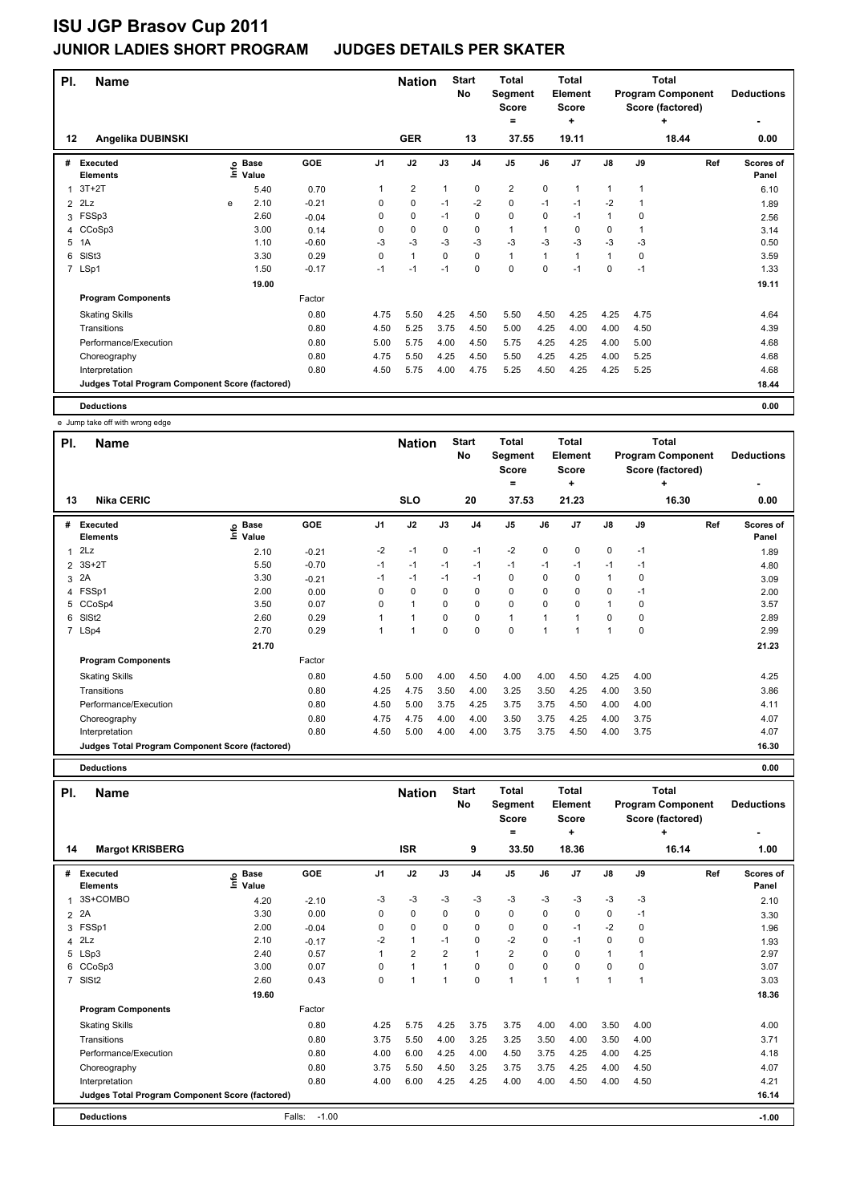# ISU JGP Brasov Cup 2011

## JUNIOR LADIES SHORT PROGRAM JUDGES DETAILS PER SKATER

| Pl. | Name | Nation | Start No | Total Segment Score = | Total Element Score + | Total Program Component Score (factored) + | Deductions - |
|---|---|---|---|---|---|---|---|
| 12 | Angelika DUBINSKI | GER | 13 | 37.55 | 19.11 | 18.44 | 0.00 |

| # | Executed Elements | Info | Base Value | GOE | J1 | J2 | J3 | J4 | J5 | J6 | J7 | J8 | J9 | Ref | Scores of Panel |
|---|---|---|---|---|---|---|---|---|---|---|---|---|---|---|---|
| 1 | 3T+2T | | 5.40 | 0.70 | 1 | 2 | 1 | 0 | 2 | 0 | 1 | 1 | 1 | | 6.10 |
| 2 | 2Lz | e | 2.10 | -0.21 | 0 | 0 | -1 | -2 | 0 | -1 | -1 | -2 | 1 | | 1.89 |
| 3 | FSSp3 | | 2.60 | -0.04 | 0 | 0 | -1 | 0 | 0 | 0 | -1 | 1 | 0 | | 2.56 |
| 4 | CCoSp3 | | 3.00 | 0.14 | 0 | 0 | 0 | 0 | 1 | 1 | 0 | 0 | 1 | | 3.14 |
| 5 | 1A | | 1.10 | -0.60 | -3 | -3 | -3 | -3 | -3 | -3 | -3 | -3 | -3 | | 0.50 |
| 6 | SlSt3 | | 3.30 | 0.29 | 0 | 1 | 0 | 0 | 1 | 1 | 1 | 1 | 0 | | 3.59 |
| 7 | LSp1 | | 1.50 | -0.17 | -1 | -1 | -1 | 0 | 0 | 0 | -1 | 0 | -1 | | 1.33 |
| | | | 19.00 | | | | | | | | | | | | 19.11 |
| | **Program Components** | | | Factor | | | | | | | | | | | |
| | Skating Skills | | | 0.80 | 4.75 | 5.50 | 4.25 | 4.50 | 5.50 | 4.50 | 4.25 | 4.25 | 4.75 | | 4.64 |
| | Transitions | | | 0.80 | 4.50 | 5.25 | 3.75 | 4.50 | 5.00 | 4.25 | 4.00 | 4.00 | 4.50 | | 4.39 |
| | Performance/Execution | | | 0.80 | 5.00 | 5.75 | 4.00 | 4.50 | 5.75 | 4.25 | 4.25 | 4.00 | 5.00 | | 4.68 |
| | Choreography | | | 0.80 | 4.75 | 5.50 | 4.25 | 4.50 | 5.50 | 4.25 | 4.25 | 4.00 | 5.25 | | 4.68 |
| | Interpretation | | | 0.80 | 4.50 | 5.75 | 4.00 | 4.75 | 5.25 | 4.50 | 4.25 | 4.25 | 5.25 | | 4.68 |
| | **Judges Total Program Component Score (factored)** | | | | | | | | | | | | | | 18.44 |
| | **Deductions** | | | | | | | | | | | | | | 0.00 |

e Jump take off with wrong edge

| Pl. | Name | Nation | Start No | Total Segment Score = | Total Element Score + | Total Program Component Score (factored) + | Deductions - |
|---|---|---|---|---|---|---|---|
| 13 | Nika CERIC | SLO | 20 | 37.53 | 21.23 | 16.30 | 0.00 |

| # | Executed Elements | Info | Base Value | GOE | J1 | J2 | J3 | J4 | J5 | J6 | J7 | J8 | J9 | Ref | Scores of Panel |
|---|---|---|---|---|---|---|---|---|---|---|---|---|---|---|---|
| 1 | 2Lz | | 2.10 | -0.21 | -2 | -1 | 0 | -1 | -2 | 0 | 0 | 0 | -1 | | 1.89 |
| 2 | 3S+2T | | 5.50 | -0.70 | -1 | -1 | -1 | -1 | -1 | -1 | -1 | -1 | -1 | | 4.80 |
| 3 | 2A | | 3.30 | -0.21 | -1 | -1 | -1 | -1 | 0 | 0 | 0 | 1 | 0 | | 3.09 |
| 4 | FSSp1 | | 2.00 | 0.00 | 0 | 0 | 0 | 0 | 0 | 0 | 0 | 0 | -1 | | 2.00 |
| 5 | CCoSp4 | | 3.50 | 0.07 | 0 | 1 | 0 | 0 | 0 | 0 | 0 | 1 | 0 | | 3.57 |
| 6 | SlSt2 | | 2.60 | 0.29 | 1 | 1 | 0 | 0 | 1 | 1 | 1 | 0 | 0 | | 2.89 |
| 7 | LSp4 | | 2.70 | 0.29 | 1 | 1 | 0 | 0 | 0 | 1 | 1 | 1 | 0 | | 2.99 |
| | | | 21.70 | | | | | | | | | | | | 21.23 |
| | **Program Components** | | | Factor | | | | | | | | | | | |
| | Skating Skills | | | 0.80 | 4.50 | 5.00 | 4.00 | 4.50 | 4.00 | 4.00 | 4.50 | 4.25 | 4.00 | | 4.25 |
| | Transitions | | | 0.80 | 4.25 | 4.75 | 3.50 | 4.00 | 3.25 | 3.50 | 4.25 | 4.00 | 3.50 | | 3.86 |
| | Performance/Execution | | | 0.80 | 4.50 | 5.00 | 3.75 | 4.25 | 3.75 | 3.75 | 4.50 | 4.00 | 4.00 | | 4.11 |
| | Choreography | | | 0.80 | 4.75 | 4.75 | 4.00 | 4.00 | 3.50 | 3.75 | 4.25 | 4.00 | 3.75 | | 4.07 |
| | Interpretation | | | 0.80 | 4.50 | 5.00 | 4.00 | 4.00 | 3.75 | 3.75 | 4.50 | 4.00 | 3.75 | | 4.07 |
| | **Judges Total Program Component Score (factored)** | | | | | | | | | | | | | | 16.30 |
| | **Deductions** | | | | | | | | | | | | | | 0.00 |

| Pl. | Name | Nation | Start No | Total Segment Score = | Total Element Score + | Total Program Component Score (factored) + | Deductions - |
|---|---|---|---|---|---|---|---|
| 14 | Margot KRISBERG | ISR | 9 | 33.50 | 18.36 | 16.14 | 1.00 |

| # | Executed Elements | Info | Base Value | GOE | J1 | J2 | J3 | J4 | J5 | J6 | J7 | J8 | J9 | Ref | Scores of Panel |
|---|---|---|---|---|---|---|---|---|---|---|---|---|---|---|---|
| 1 | 3S+COMBO | | 4.20 | -2.10 | -3 | -3 | -3 | -3 | -3 | -3 | -3 | -3 | -3 | | 2.10 |
| 2 | 2A | | 3.30 | 0.00 | 0 | 0 | 0 | 0 | 0 | 0 | 0 | 0 | -1 | | 3.30 |
| 3 | FSSp1 | | 2.00 | -0.04 | 0 | 0 | 0 | 0 | 0 | 0 | -1 | -2 | 0 | | 1.96 |
| 4 | 2Lz | | 2.10 | -0.17 | -2 | 1 | -1 | 0 | -2 | 0 | -1 | 0 | 0 | | 1.93 |
| 5 | LSp3 | | 2.40 | 0.57 | 1 | 2 | 2 | 1 | 2 | 0 | 0 | 1 | 1 | | 2.97 |
| 6 | CCoSp3 | | 3.00 | 0.07 | 0 | 1 | 1 | 0 | 0 | 0 | 0 | 0 | 0 | | 3.07 |
| 7 | SlSt2 | | 2.60 | 0.43 | 0 | 1 | 1 | 0 | 1 | 1 | 1 | 1 | 1 | | 3.03 |
| | | | 19.60 | | | | | | | | | | | | 18.36 |
| | **Program Components** | | | Factor | | | | | | | | | | | |
| | Skating Skills | | | 0.80 | 4.25 | 5.75 | 4.25 | 3.75 | 3.75 | 4.00 | 4.00 | 3.50 | 4.00 | | 4.00 |
| | Transitions | | | 0.80 | 3.75 | 5.50 | 4.00 | 3.25 | 3.25 | 3.50 | 4.00 | 3.50 | 4.00 | | 3.71 |
| | Performance/Execution | | | 0.80 | 4.00 | 6.00 | 4.25 | 4.00 | 4.50 | 3.75 | 4.25 | 4.00 | 4.25 | | 4.18 |
| | Choreography | | | 0.80 | 3.75 | 5.50 | 4.50 | 3.25 | 3.75 | 3.75 | 4.25 | 4.00 | 4.50 | | 4.07 |
| | Interpretation | | | 0.80 | 4.00 | 6.00 | 4.25 | 4.25 | 4.00 | 4.00 | 4.50 | 4.00 | 4.50 | | 4.21 |
| | **Judges Total Program Component Score (factored)** | | | | | | | | | | | | | | 16.14 |
| | **Deductions** | | | Falls: -1.00 | | | | | | | | | | | -1.00 |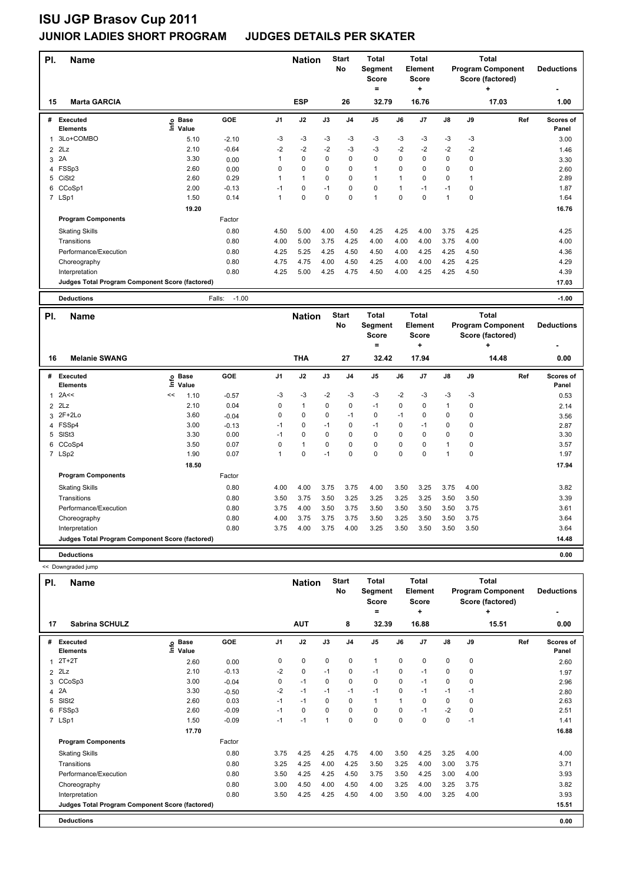# ISU JGP Brasov Cup 2011

## JUNIOR LADIES SHORT PROGRAM JUDGES DETAILS PER SKATER

| Pl. | Name | Nation | Start No | Total Segment Score = | Total Element Score + | Total Program Component Score (factored) + | Deductions - |
|---|---|---|---|---|---|---|---|
| 15 | Marta GARCIA | ESP | 26 | 32.79 | 16.76 | 17.03 | 1.00 |

| # | Executed Elements | Info | Base Value | GOE | J1 | J2 | J3 | J4 | J5 | J6 | J7 | J8 | J9 | Ref | Scores of Panel |
|---|---|---|---|---|---|---|---|---|---|---|---|---|---|---|---|
| 1 | 3Lo+COMBO | | 5.10 | -2.10 | -3 | -3 | -3 | -3 | -3 | -3 | -3 | -3 | -3 | | 3.00 |
| 2 | 2Lz | | 2.10 | -0.64 | -2 | -2 | -2 | -3 | -3 | -2 | -2 | -2 | -2 | | 1.46 |
| 3 | 2A | | 3.30 | 0.00 | 1 | 0 | 0 | 0 | 0 | 0 | 0 | 0 | 0 | | 3.30 |
| 4 | FSSp3 | | 2.60 | 0.00 | 0 | 0 | 0 | 0 | 1 | 0 | 0 | 0 | 0 | | 2.60 |
| 5 | CiSt2 | | 2.60 | 0.29 | 1 | 1 | 0 | 0 | 1 | 1 | 0 | 0 | 1 | | 2.89 |
| 6 | CCoSp1 | | 2.00 | -0.13 | -1 | 0 | -1 | 0 | 0 | 1 | -1 | -1 | 0 | | 1.87 |
| 7 | LSp1 | | 1.50 | 0.14 | 1 | 0 | 0 | 0 | 1 | 0 | 0 | 1 | 0 | | 1.64 |
| | | | 19.20 | | | | | | | | | | | | 16.76 |
| | **Program Components** | | | Factor | | | | | | | | | | | |
| | Skating Skills | | | 0.80 | 4.50 | 5.00 | 4.00 | 4.50 | 4.25 | 4.25 | 4.00 | 3.75 | 4.25 | | 4.25 |
| | Transitions | | | 0.80 | 4.00 | 5.00 | 3.75 | 4.25 | 4.00 | 4.00 | 4.00 | 3.75 | 4.00 | | 4.00 |
| | Performance/Execution | | | 0.80 | 4.25 | 5.25 | 4.25 | 4.50 | 4.50 | 4.00 | 4.25 | 4.25 | 4.50 | | 4.36 |
| | Choreography | | | 0.80 | 4.75 | 4.75 | 4.00 | 4.50 | 4.25 | 4.00 | 4.00 | 4.25 | 4.25 | | 4.29 |
| | Interpretation | | | 0.80 | 4.25 | 5.00 | 4.25 | 4.75 | 4.50 | 4.00 | 4.25 | 4.25 | 4.50 | | 4.39 |
| | **Judges Total Program Component Score (factored)** | | | | | | | | | | | | | | 17.03 |
| | **Deductions** | | | Falls: -1.00 | | | | | | | | | | | -1.00 |

| Pl. | Name | Nation | Start No | Total Segment Score = | Total Element Score + | Total Program Component Score (factored) + | Deductions - |
|---|---|---|---|---|---|---|---|
| 16 | Melanie SWANG | THA | 27 | 32.42 | 17.94 | 14.48 | 0.00 |

| # | Executed Elements | Info | Base Value | GOE | J1 | J2 | J3 | J4 | J5 | J6 | J7 | J8 | J9 | Ref | Scores of Panel |
|---|---|---|---|---|---|---|---|---|---|---|---|---|---|---|---|
| 1 | 2A<< | << | 1.10 | -0.57 | -3 | -3 | -2 | -3 | -3 | -2 | -3 | -3 | -3 | | 0.53 |
| 2 | 2Lz | | 2.10 | 0.04 | 0 | 1 | 0 | 0 | -1 | 0 | 0 | 1 | 0 | | 2.14 |
| 3 | 2F+2Lo | | 3.60 | -0.04 | 0 | 0 | 0 | -1 | 0 | -1 | 0 | 0 | 0 | | 3.56 |
| 4 | FSSp4 | | 3.00 | -0.13 | -1 | 0 | -1 | 0 | -1 | 0 | -1 | 0 | 0 | | 2.87 |
| 5 | SlSt3 | | 3.30 | 0.00 | -1 | 0 | 0 | 0 | 0 | 0 | 0 | 0 | 0 | | 3.30 |
| 6 | CCoSp4 | | 3.50 | 0.07 | 0 | 1 | 0 | 0 | 0 | 0 | 0 | 1 | 0 | | 3.57 |
| 7 | LSp2 | | 1.90 | 0.07 | 1 | 0 | -1 | 0 | 0 | 0 | 0 | 1 | 0 | | 1.97 |
| | | | 18.50 | | | | | | | | | | | | 17.94 |
| | **Program Components** | | | Factor | | | | | | | | | | | |
| | Skating Skills | | | 0.80 | 4.00 | 4.00 | 3.75 | 3.75 | 4.00 | 3.50 | 3.25 | 3.75 | 4.00 | | 3.82 |
| | Transitions | | | 0.80 | 3.50 | 3.75 | 3.50 | 3.25 | 3.25 | 3.25 | 3.25 | 3.50 | 3.50 | | 3.39 |
| | Performance/Execution | | | 0.80 | 3.75 | 4.00 | 3.50 | 3.75 | 3.50 | 3.50 | 3.50 | 3.50 | 3.75 | | 3.61 |
| | Choreography | | | 0.80 | 4.00 | 3.75 | 3.75 | 3.75 | 3.50 | 3.25 | 3.50 | 3.50 | 3.75 | | 3.64 |
| | Interpretation | | | 0.80 | 3.75 | 4.00 | 3.75 | 4.00 | 3.25 | 3.50 | 3.50 | 3.50 | 3.50 | | 3.64 |
| | **Judges Total Program Component Score (factored)** | | | | | | | | | | | | | | 14.48 |
| | **Deductions** | | | | | | | | | | | | | | 0.00 |

<< Downgraded jump

| Pl. | Name | Nation | Start No | Total Segment Score = | Total Element Score + | Total Program Component Score (factored) + | Deductions - |
|---|---|---|---|---|---|---|---|
| 17 | Sabrina SCHULZ | AUT | 8 | 32.39 | 16.88 | 15.51 | 0.00 |

| # | Executed Elements | Info | Base Value | GOE | J1 | J2 | J3 | J4 | J5 | J6 | J7 | J8 | J9 | Ref | Scores of Panel |
|---|---|---|---|---|---|---|---|---|---|---|---|---|---|---|---|
| 1 | 2T+2T | | 2.60 | 0.00 | 0 | 0 | 0 | 0 | 1 | 0 | 0 | 0 | 0 | | 2.60 |
| 2 | 2Lz | | 2.10 | -0.13 | -2 | 0 | -1 | 0 | -1 | 0 | -1 | 0 | 0 | | 1.97 |
| 3 | CCoSp3 | | 3.00 | -0.04 | 0 | -1 | 0 | 0 | 0 | 0 | -1 | 0 | 0 | | 2.96 |
| 4 | 2A | | 3.30 | -0.50 | -2 | -1 | -1 | -1 | -1 | 0 | -1 | -1 | -1 | | 2.80 |
| 5 | SlSt2 | | 2.60 | 0.03 | -1 | -1 | 0 | 0 | 1 | 1 | 0 | 0 | 0 | | 2.63 |
| 6 | FSSp3 | | 2.60 | -0.09 | -1 | 0 | 0 | 0 | 0 | 0 | -1 | -2 | 0 | | 2.51 |
| 7 | LSp1 | | 1.50 | -0.09 | -1 | -1 | 1 | 0 | 0 | 0 | 0 | 0 | -1 | | 1.41 |
| | | | 17.70 | | | | | | | | | | | | 16.88 |
| | **Program Components** | | | Factor | | | | | | | | | | | |
| | Skating Skills | | | 0.80 | 3.75 | 4.25 | 4.25 | 4.75 | 4.00 | 3.50 | 4.25 | 3.25 | 4.00 | | 4.00 |
| | Transitions | | | 0.80 | 3.25 | 4.25 | 4.00 | 4.25 | 3.50 | 3.25 | 4.00 | 3.00 | 3.75 | | 3.71 |
| | Performance/Execution | | | 0.80 | 3.50 | 4.25 | 4.25 | 4.50 | 3.75 | 3.50 | 4.25 | 3.00 | 4.00 | | 3.93 |
| | Choreography | | | 0.80 | 3.00 | 4.50 | 4.00 | 4.50 | 4.00 | 3.25 | 4.00 | 3.25 | 3.75 | | 3.82 |
| | Interpretation | | | 0.80 | 3.50 | 4.25 | 4.25 | 4.50 | 4.00 | 3.50 | 4.00 | 3.25 | 4.00 | | 3.93 |
| | **Judges Total Program Component Score (factored)** | | | | | | | | | | | | | | 15.51 |
| | **Deductions** | | | | | | | | | | | | | | 0.00 |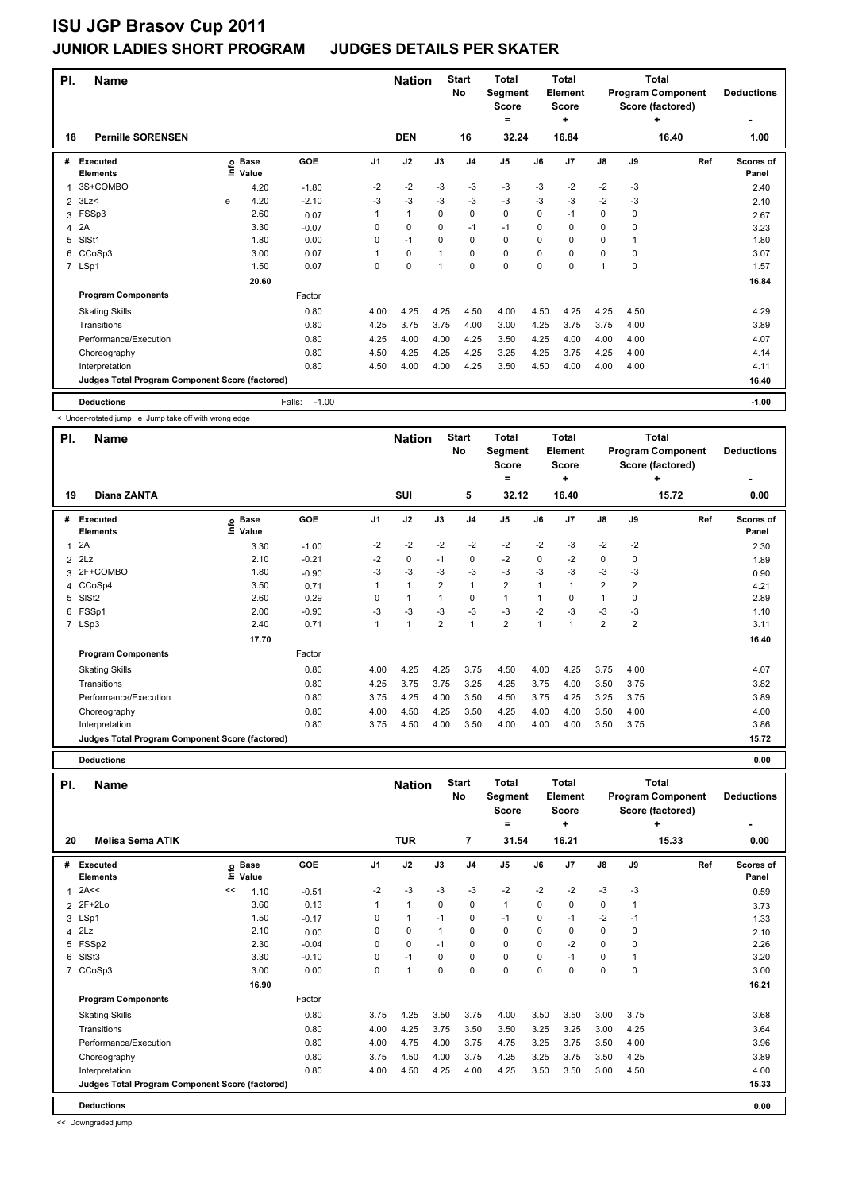# ISU JGP Brasov Cup 2011

## JUNIOR LADIES SHORT PROGRAM JUDGES DETAILS PER SKATER

| Pl. | Name | Nation | Start No | Total Segment Score = | Total Element Score + | Total Program Component Score (factored) + | Deductions - |
|---|---|---|---|---|---|---|---|
| 18 | Pernille SORENSEN | DEN | 16 | 32.24 | 16.84 | 16.40 | 1.00 |

| # | Executed Elements | Info | Base Value | GOE | J1 | J2 | J3 | J4 | J5 | J6 | J7 | J8 | J9 | Ref | Scores of Panel |
|---|---|---|---|---|---|---|---|---|---|---|---|---|---|---|---|
| 1 | 3S+COMBO | | 4.20 | -1.80 | -2 | -2 | -3 | -3 | -3 | -3 | -2 | -2 | -3 | | 2.40 |
| 2 | 3Lz< | e | 4.20 | -2.10 | -3 | -3 | -3 | -3 | -3 | -3 | -3 | -2 | -3 | | 2.10 |
| 3 | FSSp3 | | 2.60 | 0.07 | 1 | 1 | 0 | 0 | 0 | 0 | -1 | 0 | 0 | | 2.67 |
| 4 | 2A | | 3.30 | -0.07 | 0 | 0 | 0 | -1 | -1 | 0 | 0 | 0 | 0 | | 3.23 |
| 5 | SlSt1 | | 1.80 | 0.00 | 0 | -1 | 0 | 0 | 0 | 0 | 0 | 0 | 1 | | 1.80 |
| 6 | CCoSp3 | | 3.00 | 0.07 | 1 | 0 | 1 | 0 | 0 | 0 | 0 | 0 | 0 | | 3.07 |
| 7 | LSp1 | | 1.50 | 0.07 | 0 | 0 | 1 | 0 | 0 | 0 | 0 | 1 | 0 | | 1.57 |
| | | | 20.60 | | | | | | | | | | | | 16.84 |

| Program Components | Factor | J1 | J2 | J3 | J4 | J5 | J6 | J7 | J8 | J9 | Scores of Panel |
|---|---|---|---|---|---|---|---|---|---|---|---|
| Skating Skills | 0.80 | 4.00 | 4.25 | 4.25 | 4.50 | 4.00 | 4.50 | 4.25 | 4.25 | 4.50 | 4.29 |
| Transitions | 0.80 | 4.25 | 3.75 | 3.75 | 4.00 | 3.00 | 4.25 | 3.75 | 3.75 | 4.00 | 3.89 |
| Performance/Execution | 0.80 | 4.25 | 4.00 | 4.00 | 4.25 | 3.50 | 4.25 | 4.00 | 4.00 | 4.00 | 4.07 |
| Choreography | 0.80 | 4.50 | 4.25 | 4.25 | 4.25 | 3.25 | 4.25 | 3.75 | 4.25 | 4.00 | 4.14 |
| Interpretation | 0.80 | 4.50 | 4.00 | 4.00 | 4.25 | 3.50 | 4.50 | 4.00 | 4.00 | 4.00 | 4.11 |
| Judges Total Program Component Score (factored) | | | | | | | | | | | 16.40 |

**Deductions** Falls: -1.00 — **-1.00**

< Under-rotated jump e Jump take off with wrong edge

| Pl. | Name | Nation | Start No | Total Segment Score = | Total Element Score + | Total Program Component Score (factored) + | Deductions - |
|---|---|---|---|---|---|---|---|
| 19 | Diana ZANTA | SUI | 5 | 32.12 | 16.40 | 15.72 | 0.00 |

| # | Executed Elements | Info | Base Value | GOE | J1 | J2 | J3 | J4 | J5 | J6 | J7 | J8 | J9 | Ref | Scores of Panel |
|---|---|---|---|---|---|---|---|---|---|---|---|---|---|---|---|
| 1 | 2A | | 3.30 | -1.00 | -2 | -2 | -2 | -2 | -2 | -2 | -3 | -2 | -2 | | 2.30 |
| 2 | 2Lz | | 2.10 | -0.21 | -2 | 0 | -1 | 0 | -2 | 0 | -2 | 0 | 0 | | 1.89 |
| 3 | 2F+COMBO | | 1.80 | -0.90 | -3 | -3 | -3 | -3 | -3 | -3 | -3 | -3 | -3 | | 0.90 |
| 4 | CCoSp4 | | 3.50 | 0.71 | 1 | 1 | 2 | 1 | 2 | 1 | 1 | 2 | 2 | | 4.21 |
| 5 | SlSt2 | | 2.60 | 0.29 | 0 | 1 | 1 | 0 | 1 | 1 | 0 | 1 | 0 | | 2.89 |
| 6 | FSSp1 | | 2.00 | -0.90 | -3 | -3 | -3 | -3 | -3 | -2 | -3 | -3 | -3 | | 1.10 |
| 7 | LSp3 | | 2.40 | 0.71 | 1 | 1 | 2 | 1 | 2 | 1 | 1 | 2 | 2 | | 3.11 |
| | | | 17.70 | | | | | | | | | | | | 16.40 |

| Program Components | Factor | J1 | J2 | J3 | J4 | J5 | J6 | J7 | J8 | J9 | Scores of Panel |
|---|---|---|---|---|---|---|---|---|---|---|---|
| Skating Skills | 0.80 | 4.00 | 4.25 | 4.25 | 3.75 | 4.50 | 4.00 | 4.25 | 3.75 | 4.00 | 4.07 |
| Transitions | 0.80 | 4.25 | 3.75 | 3.75 | 3.25 | 4.25 | 3.75 | 4.00 | 3.50 | 3.75 | 3.82 |
| Performance/Execution | 0.80 | 3.75 | 4.25 | 4.00 | 3.50 | 4.50 | 3.75 | 4.25 | 3.25 | 3.75 | 3.89 |
| Choreography | 0.80 | 4.00 | 4.50 | 4.25 | 3.50 | 4.25 | 4.00 | 4.00 | 3.50 | 4.00 | 4.00 |
| Interpretation | 0.80 | 3.75 | 4.50 | 4.00 | 3.50 | 4.00 | 4.00 | 4.00 | 3.50 | 3.75 | 3.86 |
| Judges Total Program Component Score (factored) | | | | | | | | | | | 15.72 |

**Deductions** — **0.00**

| Pl. | Name | Nation | Start No | Total Segment Score = | Total Element Score + | Total Program Component Score (factored) + | Deductions - |
|---|---|---|---|---|---|---|---|
| 20 | Melisa Sema ATIK | TUR | 7 | 31.54 | 16.21 | 15.33 | 0.00 |

| # | Executed Elements | Info | Base Value | GOE | J1 | J2 | J3 | J4 | J5 | J6 | J7 | J8 | J9 | Ref | Scores of Panel |
|---|---|---|---|---|---|---|---|---|---|---|---|---|---|---|---|
| 1 | 2A<< | << | 1.10 | -0.51 | -2 | -3 | -3 | -3 | -2 | -2 | -2 | -3 | -3 | | 0.59 |
| 2 | 2F+2Lo | | 3.60 | 0.13 | 1 | 1 | 0 | 0 | 1 | 0 | 0 | 0 | 1 | | 3.73 |
| 3 | LSp1 | | 1.50 | -0.17 | 0 | 1 | -1 | 0 | -1 | 0 | -1 | -2 | -1 | | 1.33 |
| 4 | 2Lz | | 2.10 | 0.00 | 0 | 0 | 1 | 0 | 0 | 0 | 0 | 0 | 0 | | 2.10 |
| 5 | FSSp2 | | 2.30 | -0.04 | 0 | 0 | -1 | 0 | 0 | 0 | -2 | 0 | 0 | | 2.26 |
| 6 | SlSt3 | | 3.30 | -0.10 | 0 | -1 | 0 | 0 | 0 | 0 | -1 | 0 | 1 | | 3.20 |
| 7 | CCoSp3 | | 3.00 | 0.00 | 0 | 1 | 0 | 0 | 0 | 0 | 0 | 0 | 0 | | 3.00 |
| | | | 16.90 | | | | | | | | | | | | 16.21 |

| Program Components | Factor | J1 | J2 | J3 | J4 | J5 | J6 | J7 | J8 | J9 | Scores of Panel |
|---|---|---|---|---|---|---|---|---|---|---|---|
| Skating Skills | 0.80 | 3.75 | 4.25 | 3.50 | 3.75 | 4.00 | 3.50 | 3.50 | 3.00 | 3.75 | 3.68 |
| Transitions | 0.80 | 4.00 | 4.25 | 3.75 | 3.50 | 3.50 | 3.25 | 3.25 | 3.00 | 4.25 | 3.64 |
| Performance/Execution | 0.80 | 4.00 | 4.75 | 4.00 | 3.75 | 4.75 | 3.25 | 3.75 | 3.50 | 4.00 | 3.96 |
| Choreography | 0.80 | 3.75 | 4.50 | 4.00 | 3.75 | 4.25 | 3.25 | 3.75 | 3.50 | 4.25 | 3.89 |
| Interpretation | 0.80 | 4.00 | 4.50 | 4.25 | 4.00 | 4.25 | 3.50 | 3.50 | 3.00 | 4.50 | 4.00 |
| Judges Total Program Component Score (factored) | | | | | | | | | | | 15.33 |

**Deductions** — **0.00**

<< Downgraded jump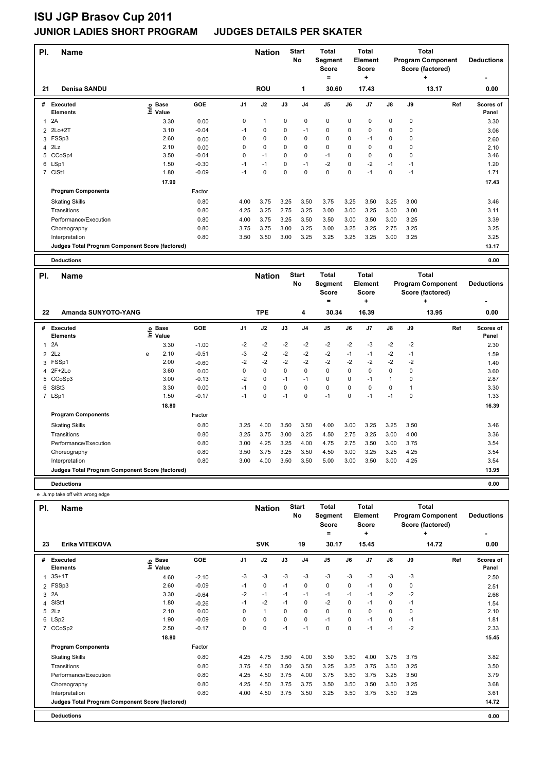# ISU JGP Brasov Cup 2011

## JUNIOR LADIES SHORT PROGRAM JUDGES DETAILS PER SKATER

| Pl. | Name | Nation | Start No | Total Segment Score = | Total Element Score + | Total Program Component Score (factored) + | Deductions - |
|---|---|---|---|---|---|---|---|
| 21 | Denisa SANDU | ROU | 1 | 30.60 | 17.43 | 13.17 | 0.00 |

| # | Executed Elements | Info | Base Value | GOE | J1 | J2 | J3 | J4 | J5 | J6 | J7 | J8 | J9 | Ref | Scores of Panel |
|---|---|---|---|---|---|---|---|---|---|---|---|---|---|---|---|
| 1 | 2A | | 3.30 | 0.00 | 0 | 1 | 0 | 0 | 0 | 0 | 0 | 0 | 0 | | 3.30 |
| 2 | 2Lo+2T | | 3.10 | -0.04 | -1 | 0 | 0 | -1 | 0 | 0 | 0 | 0 | 0 | | 3.06 |
| 3 | FSSp3 | | 2.60 | 0.00 | 0 | 0 | 0 | 0 | 0 | 0 | -1 | 0 | 0 | | 2.60 |
| 4 | 2Lz | | 2.10 | 0.00 | 0 | 0 | 0 | 0 | 0 | 0 | 0 | 0 | 0 | | 2.10 |
| 5 | CCoSp4 | | 3.50 | -0.04 | 0 | -1 | 0 | 0 | -1 | 0 | 0 | 0 | 0 | | 3.46 |
| 6 | LSp1 | | 1.50 | -0.30 | -1 | -1 | 0 | -1 | -2 | 0 | -2 | -1 | -1 | | 1.20 |
| 7 | CiSt1 | | 1.80 | -0.09 | -1 | 0 | 0 | 0 | 0 | 0 | -1 | 0 | -1 | | 1.71 |
| | | | 17.90 | | | | | | | | | | | | 17.43 |
| | **Program Components** | | | Factor | | | | | | | | | | | |
| | Skating Skills | | | 0.80 | 4.00 | 3.75 | 3.25 | 3.50 | 3.75 | 3.25 | 3.50 | 3.25 | 3.00 | | 3.46 |
| | Transitions | | | 0.80 | 4.25 | 3.25 | 2.75 | 3.25 | 3.00 | 3.00 | 3.25 | 3.00 | 3.00 | | 3.11 |
| | Performance/Execution | | | 0.80 | 4.00 | 3.75 | 3.25 | 3.50 | 3.50 | 3.00 | 3.50 | 3.00 | 3.25 | | 3.39 |
| | Choreography | | | 0.80 | 3.75 | 3.75 | 3.00 | 3.25 | 3.00 | 3.25 | 3.25 | 2.75 | 3.25 | | 3.25 |
| | Interpretation | | | 0.80 | 3.50 | 3.50 | 3.00 | 3.25 | 3.25 | 3.25 | 3.25 | 3.00 | 3.25 | | 3.25 |
| | Judges Total Program Component Score (factored) | | | | | | | | | | | | | | 13.17 |
| | **Deductions** | | | | | | | | | | | | | | 0.00 |

| Pl. | Name | Nation | Start No | Total Segment Score = | Total Element Score + | Total Program Component Score (factored) + | Deductions - |
|---|---|---|---|---|---|---|---|
| 22 | Amanda SUNYOTO-YANG | TPE | 4 | 30.34 | 16.39 | 13.95 | 0.00 |

| # | Executed Elements | Info | Base Value | GOE | J1 | J2 | J3 | J4 | J5 | J6 | J7 | J8 | J9 | Ref | Scores of Panel |
|---|---|---|---|---|---|---|---|---|---|---|---|---|---|---|---|
| 1 | 2A | | 3.30 | -1.00 | -2 | -2 | -2 | -2 | -2 | -2 | -3 | -2 | -2 | | 2.30 |
| 2 | 2Lz | e | 2.10 | -0.51 | -3 | -2 | -2 | -2 | -2 | -1 | -1 | -2 | -1 | | 1.59 |
| 3 | FSSp1 | | 2.00 | -0.60 | -2 | -2 | -2 | -2 | -2 | -2 | -2 | -2 | -2 | | 1.40 |
| 4 | 2F+2Lo | | 3.60 | 0.00 | 0 | 0 | 0 | 0 | 0 | 0 | 0 | 0 | 0 | | 3.60 |
| 5 | CCoSp3 | | 3.00 | -0.13 | -2 | 0 | -1 | -1 | 0 | 0 | -1 | 1 | 0 | | 2.87 |
| 6 | SlSt3 | | 3.30 | 0.00 | -1 | 0 | 0 | 0 | 0 | 0 | 0 | 0 | 1 | | 3.30 |
| 7 | LSp1 | | 1.50 | -0.17 | -1 | 0 | -1 | 0 | -1 | 0 | -1 | -1 | 0 | | 1.33 |
| | | | 18.80 | | | | | | | | | | | | 16.39 |
| | **Program Components** | | | Factor | | | | | | | | | | | |
| | Skating Skills | | | 0.80 | 3.25 | 4.00 | 3.50 | 3.50 | 4.00 | 3.00 | 3.25 | 3.25 | 3.50 | | 3.46 |
| | Transitions | | | 0.80 | 3.25 | 3.75 | 3.00 | 3.25 | 4.50 | 2.75 | 3.25 | 3.00 | 4.00 | | 3.36 |
| | Performance/Execution | | | 0.80 | 3.00 | 4.25 | 3.25 | 4.00 | 4.75 | 2.75 | 3.50 | 3.00 | 3.75 | | 3.54 |
| | Choreography | | | 0.80 | 3.50 | 3.75 | 3.25 | 3.50 | 4.50 | 3.00 | 3.25 | 3.25 | 4.25 | | 3.54 |
| | Interpretation | | | 0.80 | 3.00 | 4.00 | 3.50 | 3.50 | 5.00 | 3.00 | 3.50 | 3.00 | 4.25 | | 3.54 |
| | Judges Total Program Component Score (factored) | | | | | | | | | | | | | | 13.95 |
| | **Deductions** | | | | | | | | | | | | | | 0.00 |

e Jump take off with wrong edge

| Pl. | Name | Nation | Start No | Total Segment Score = | Total Element Score + | Total Program Component Score (factored) + | Deductions - |
|---|---|---|---|---|---|---|---|
| 23 | Erika VITEKOVA | SVK | 19 | 30.17 | 15.45 | 14.72 | 0.00 |

| # | Executed Elements | Info | Base Value | GOE | J1 | J2 | J3 | J4 | J5 | J6 | J7 | J8 | J9 | Ref | Scores of Panel |
|---|---|---|---|---|---|---|---|---|---|---|---|---|---|---|---|
| 1 | 3S+1T | | 4.60 | -2.10 | -3 | -3 | -3 | -3 | -3 | -3 | -3 | -3 | -3 | | 2.50 |
| 2 | FSSp3 | | 2.60 | -0.09 | -1 | 0 | -1 | 0 | 0 | 0 | -1 | 0 | 0 | | 2.51 |
| 3 | 2A | | 3.30 | -0.64 | -2 | -1 | -1 | -1 | -1 | -1 | -1 | -2 | -2 | | 2.66 |
| 4 | SlSt1 | | 1.80 | -0.26 | -1 | -2 | -1 | 0 | -2 | 0 | -1 | 0 | -1 | | 1.54 |
| 5 | 2Lz | | 2.10 | 0.00 | 0 | 1 | 0 | 0 | 0 | 0 | 0 | 0 | 0 | | 2.10 |
| 6 | LSp2 | | 1.90 | -0.09 | 0 | 0 | 0 | 0 | -1 | 0 | -1 | 0 | -1 | | 1.81 |
| 7 | CCoSp2 | | 2.50 | -0.17 | 0 | 0 | -1 | -1 | 0 | 0 | -1 | -1 | -2 | | 2.33 |
| | | | 18.80 | | | | | | | | | | | | 15.45 |
| | **Program Components** | | | Factor | | | | | | | | | | | |
| | Skating Skills | | | 0.80 | 4.25 | 4.75 | 3.50 | 4.00 | 3.50 | 3.50 | 4.00 | 3.75 | 3.75 | | 3.82 |
| | Transitions | | | 0.80 | 3.75 | 4.50 | 3.50 | 3.50 | 3.25 | 3.25 | 3.75 | 3.50 | 3.25 | | 3.50 |
| | Performance/Execution | | | 0.80 | 4.25 | 4.50 | 3.75 | 4.00 | 3.75 | 3.50 | 3.75 | 3.25 | 3.50 | | 3.79 |
| | Choreography | | | 0.80 | 4.25 | 4.50 | 3.75 | 3.75 | 3.50 | 3.50 | 3.50 | 3.50 | 3.25 | | 3.68 |
| | Interpretation | | | 0.80 | 4.00 | 4.50 | 3.75 | 3.50 | 3.25 | 3.50 | 3.75 | 3.50 | 3.25 | | 3.61 |
| | Judges Total Program Component Score (factored) | | | | | | | | | | | | | | 14.72 |
| | **Deductions** | | | | | | | | | | | | | | 0.00 |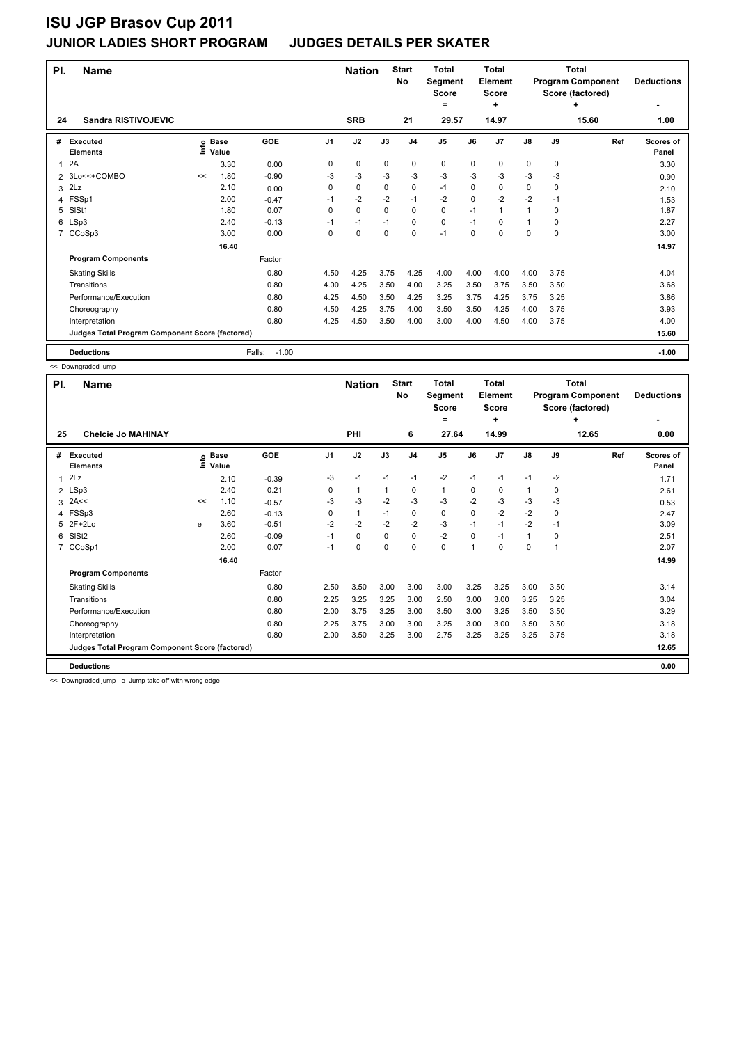# ISU JGP Brasov Cup 2011

## JUNIOR LADIES SHORT PROGRAM JUDGES DETAILS PER SKATER

| Pl. | Name | Nation | Start No | Total Segment Score = | Total Element Score + | Total Program Component Score (factored) + | Deductions - |
|---|---|---|---|---|---|---|---|
| 24 | Sandra RISTIVOJEVIC | SRB | 21 | 29.57 | 14.97 | 15.60 | 1.00 |

| # | Executed Elements | Info | Base Value | GOE | J1 | J2 | J3 | J4 | J5 | J6 | J7 | J8 | J9 | Ref | Scores of Panel |
|---|---|---|---|---|---|---|---|---|---|---|---|---|---|---|---|
| 1 | 2A | | 3.30 | 0.00 | 0 | 0 | 0 | 0 | 0 | 0 | 0 | 0 | 0 | | 3.30 |
| 2 | 3Lo<<+COMBO | << | 1.80 | -0.90 | -3 | -3 | -3 | -3 | -3 | -3 | -3 | -3 | -3 | | 0.90 |
| 3 | 2Lz | | 2.10 | 0.00 | 0 | 0 | 0 | 0 | -1 | 0 | 0 | 0 | 0 | | 2.10 |
| 4 | FSSp1 | | 2.00 | -0.47 | -1 | -2 | -2 | -1 | -2 | 0 | -2 | -2 | -1 | | 1.53 |
| 5 | SlSt1 | | 1.80 | 0.07 | 0 | 0 | 0 | 0 | 0 | -1 | 1 | 1 | 0 | | 1.87 |
| 6 | LSp3 | | 2.40 | -0.13 | -1 | -1 | -1 | 0 | 0 | -1 | 0 | 1 | 0 | | 2.27 |
| 7 | CCoSp3 | | 3.00 | 0.00 | 0 | 0 | 0 | 0 | -1 | 0 | 0 | 0 | 0 | | 3.00 |
| | | | 16.40 | | | | | | | | | | | | 14.97 |

| Program Components | Factor | J1 | J2 | J3 | J4 | J5 | J6 | J7 | J8 | J9 | | Scores of Panel |
|---|---|---|---|---|---|---|---|---|---|---|---|---|
| Skating Skills | 0.80 | 4.50 | 4.25 | 3.75 | 4.25 | 4.00 | 4.00 | 4.00 | 4.00 | 3.75 | | 4.04 |
| Transitions | 0.80 | 4.00 | 4.25 | 3.50 | 4.00 | 3.25 | 3.50 | 3.75 | 3.50 | 3.50 | | 3.68 |
| Performance/Execution | 0.80 | 4.25 | 4.50 | 3.50 | 4.25 | 3.25 | 3.75 | 4.25 | 3.75 | 3.25 | | 3.86 |
| Choreography | 0.80 | 4.50 | 4.25 | 3.75 | 4.00 | 3.50 | 3.50 | 4.25 | 4.00 | 3.75 | | 3.93 |
| Interpretation | 0.80 | 4.25 | 4.50 | 3.50 | 4.00 | 3.00 | 4.00 | 4.50 | 4.00 | 3.75 | | 4.00 |
| Judges Total Program Component Score (factored) | | | | | | | | | | | | 15.60 |

| Deductions | Falls: -1.00 | -1.00 |
|---|---|---|

<< Downgraded jump

| Pl. | Name | Nation | Start No | Total Segment Score = | Total Element Score + | Total Program Component Score (factored) + | Deductions - |
|---|---|---|---|---|---|---|---|
| 25 | Chelcie Jo MAHINAY | PHI | 6 | 27.64 | 14.99 | 12.65 | 0.00 |

| # | Executed Elements | Info | Base Value | GOE | J1 | J2 | J3 | J4 | J5 | J6 | J7 | J8 | J9 | Ref | Scores of Panel |
|---|---|---|---|---|---|---|---|---|---|---|---|---|---|---|---|
| 1 | 2Lz | | 2.10 | -0.39 | -3 | -1 | -1 | -1 | -2 | -1 | -1 | -1 | -2 | | 1.71 |
| 2 | LSp3 | | 2.40 | 0.21 | 0 | 1 | 1 | 0 | 1 | 0 | 0 | 1 | 0 | | 2.61 |
| 3 | 2A<< | << | 1.10 | -0.57 | -3 | -3 | -2 | -3 | -3 | -2 | -3 | -3 | -3 | | 0.53 |
| 4 | FSSp3 | | 2.60 | -0.13 | 0 | 1 | -1 | 0 | 0 | 0 | -2 | -2 | 0 | | 2.47 |
| 5 | 2F+2Lo | e | 3.60 | -0.51 | -2 | -2 | -2 | -2 | -3 | -1 | -1 | -2 | -1 | | 3.09 |
| 6 | SlSt2 | | 2.60 | -0.09 | -1 | 0 | 0 | 0 | -2 | 0 | -1 | 1 | 0 | | 2.51 |
| 7 | CCoSp1 | | 2.00 | 0.07 | -1 | 0 | 0 | 0 | 0 | 1 | 0 | 0 | 1 | | 2.07 |
| | | | 16.40 | | | | | | | | | | | | 14.99 |

| Program Components | Factor | J1 | J2 | J3 | J4 | J5 | J6 | J7 | J8 | J9 | | Scores of Panel |
|---|---|---|---|---|---|---|---|---|---|---|---|---|
| Skating Skills | 0.80 | 2.50 | 3.50 | 3.00 | 3.00 | 3.00 | 3.25 | 3.25 | 3.00 | 3.50 | | 3.14 |
| Transitions | 0.80 | 2.25 | 3.25 | 3.25 | 3.00 | 2.50 | 3.00 | 3.00 | 3.25 | 3.25 | | 3.04 |
| Performance/Execution | 0.80 | 2.00 | 3.75 | 3.25 | 3.00 | 3.50 | 3.00 | 3.25 | 3.50 | 3.50 | | 3.29 |
| Choreography | 0.80 | 2.25 | 3.75 | 3.00 | 3.00 | 3.25 | 3.00 | 3.00 | 3.50 | 3.50 | | 3.18 |
| Interpretation | 0.80 | 2.00 | 3.50 | 3.25 | 3.00 | 2.75 | 3.25 | 3.25 | 3.25 | 3.75 | | 3.18 |
| Judges Total Program Component Score (factored) | | | | | | | | | | | | 12.65 |

| Deductions | | 0.00 |
|---|---|---|

<< Downgraded jump e Jump take off with wrong edge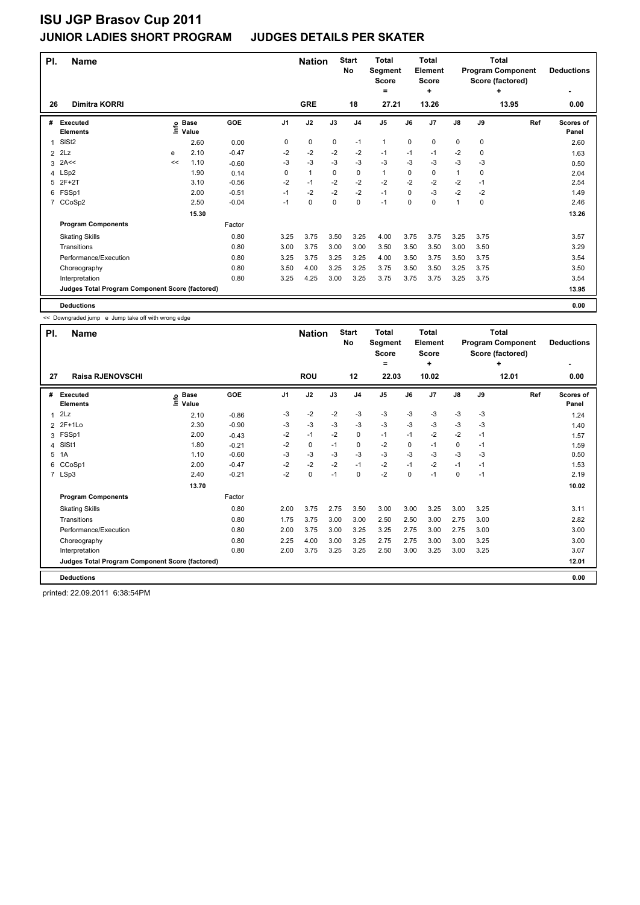# ISU JGP Brasov Cup 2011

## JUNIOR LADIES SHORT PROGRAM JUDGES DETAILS PER SKATER

| Pl. | Name | Nation | Start No | Total Segment Score = | Total Element Score + | Total Program Component Score (factored) + | Deductions - |
|---|---|---|---|---|---|---|---|
| 26 | Dimitra KORRI | GRE | 18 | 27.21 | 13.26 | 13.95 | 0.00 |

| # | Executed Elements | Info | Base Value | GOE | J1 | J2 | J3 | J4 | J5 | J6 | J7 | J8 | J9 | Ref | Scores of Panel |
|---|---|---|---|---|---|---|---|---|---|---|---|---|---|---|---|
| 1 | SlSt2 | | 2.60 | 0.00 | 0 | 0 | 0 | -1 | 1 | 0 | 0 | 0 | 0 | | 2.60 |
| 2 | 2Lz | e | 2.10 | -0.47 | -2 | -2 | -2 | -2 | -1 | -1 | -1 | -2 | 0 | | 1.63 |
| 3 | 2A<< | << | 1.10 | -0.60 | -3 | -3 | -3 | -3 | -3 | -3 | -3 | -3 | -3 | | 0.50 |
| 4 | LSp2 | | 1.90 | 0.14 | 0 | 1 | 0 | 0 | 1 | 0 | 0 | 1 | 0 | | 2.04 |
| 5 | 2F+2T | | 3.10 | -0.56 | -2 | -1 | -2 | -2 | -2 | -2 | -2 | -2 | -1 | | 2.54 |
| 6 | FSSp1 | | 2.00 | -0.51 | -1 | -2 | -2 | -2 | -1 | 0 | -3 | -2 | -2 | | 1.49 |
| 7 | CCoSp2 | | 2.50 | -0.04 | -1 | 0 | 0 | 0 | -1 | 0 | 0 | 1 | 0 | | 2.46 |
| | | | 15.30 | | | | | | | | | | | | 13.26 |
| | **Program Components** | | | Factor | | | | | | | | | | | |
| | Skating Skills | | | 0.80 | 3.25 | 3.75 | 3.50 | 3.25 | 4.00 | 3.75 | 3.75 | 3.25 | 3.75 | | 3.57 |
| | Transitions | | | 0.80 | 3.00 | 3.75 | 3.00 | 3.00 | 3.50 | 3.50 | 3.50 | 3.00 | 3.50 | | 3.29 |
| | Performance/Execution | | | 0.80 | 3.25 | 3.75 | 3.25 | 3.25 | 4.00 | 3.50 | 3.75 | 3.50 | 3.75 | | 3.54 |
| | Choreography | | | 0.80 | 3.50 | 4.00 | 3.25 | 3.25 | 3.75 | 3.50 | 3.50 | 3.25 | 3.75 | | 3.50 |
| | Interpretation | | | 0.80 | 3.25 | 4.25 | 3.00 | 3.25 | 3.75 | 3.75 | 3.75 | 3.25 | 3.75 | | 3.54 |
| | **Judges Total Program Component Score (factored)** | | | | | | | | | | | | | | 13.95 |
| | **Deductions** | | | | | | | | | | | | | | 0.00 |

<< Downgraded jump e Jump take off with wrong edge

| Pl. | Name | Nation | Start No | Total Segment Score = | Total Element Score + | Total Program Component Score (factored) + | Deductions - |
|---|---|---|---|---|---|---|---|
| 27 | Raisa RJENOVSCHI | ROU | 12 | 22.03 | 10.02 | 12.01 | 0.00 |

| # | Executed Elements | Info | Base Value | GOE | J1 | J2 | J3 | J4 | J5 | J6 | J7 | J8 | J9 | Ref | Scores of Panel |
|---|---|---|---|---|---|---|---|---|---|---|---|---|---|---|---|
| 1 | 2Lz | | 2.10 | -0.86 | -3 | -2 | -2 | -3 | -3 | -3 | -3 | -3 | -3 | | 1.24 |
| 2 | 2F+1Lo | | 2.30 | -0.90 | -3 | -3 | -3 | -3 | -3 | -3 | -3 | -3 | -3 | | 1.40 |
| 3 | FSSp1 | | 2.00 | -0.43 | -2 | -1 | -2 | 0 | -1 | -1 | -2 | -2 | -1 | | 1.57 |
| 4 | SlSt1 | | 1.80 | -0.21 | -2 | 0 | -1 | 0 | -2 | 0 | -1 | 0 | -1 | | 1.59 |
| 5 | 1A | | 1.10 | -0.60 | -3 | -3 | -3 | -3 | -3 | -3 | -3 | -3 | -3 | | 0.50 |
| 6 | CCoSp1 | | 2.00 | -0.47 | -2 | -2 | -2 | -1 | -2 | -1 | -2 | -1 | -1 | | 1.53 |
| 7 | LSp3 | | 2.40 | -0.21 | -2 | 0 | -1 | 0 | -2 | 0 | -1 | 0 | -1 | | 2.19 |
| | | | 13.70 | | | | | | | | | | | | 10.02 |
| | **Program Components** | | | Factor | | | | | | | | | | | |
| | Skating Skills | | | 0.80 | 2.00 | 3.75 | 2.75 | 3.50 | 3.00 | 3.00 | 3.25 | 3.00 | 3.25 | | 3.11 |
| | Transitions | | | 0.80 | 1.75 | 3.75 | 3.00 | 3.00 | 2.50 | 2.50 | 3.00 | 2.75 | 3.00 | | 2.82 |
| | Performance/Execution | | | 0.80 | 2.00 | 3.75 | 3.00 | 3.25 | 3.25 | 2.75 | 3.00 | 2.75 | 3.00 | | 3.00 |
| | Choreography | | | 0.80 | 2.25 | 4.00 | 3.00 | 3.25 | 2.75 | 2.75 | 3.00 | 3.00 | 3.25 | | 3.00 |
| | Interpretation | | | 0.80 | 2.00 | 3.75 | 3.25 | 3.25 | 2.50 | 3.00 | 3.25 | 3.00 | 3.25 | | 3.07 |
| | **Judges Total Program Component Score (factored)** | | | | | | | | | | | | | | 12.01 |
| | **Deductions** | | | | | | | | | | | | | | 0.00 |

printed: 22.09.2011 6:38:54PM